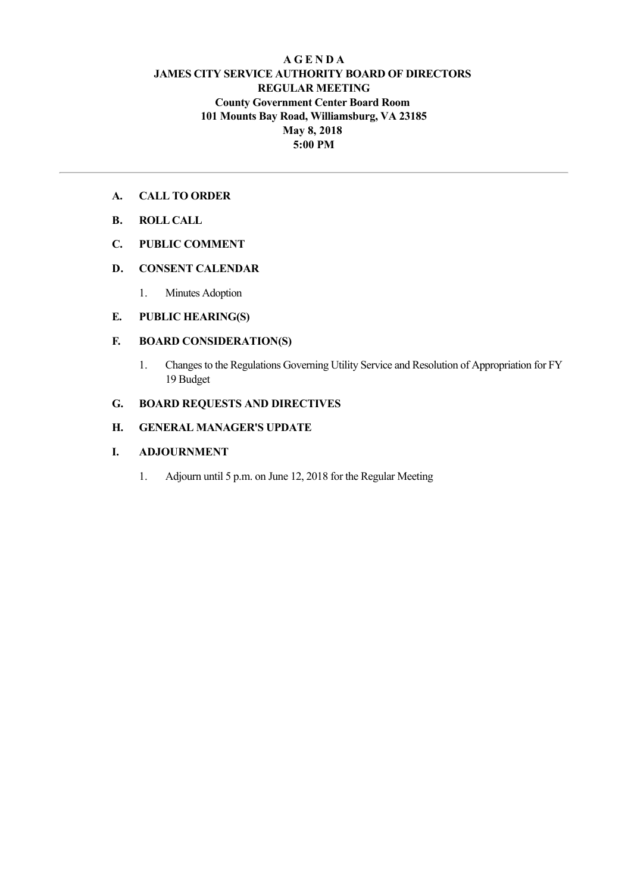# A G E N D A
# JAMES CITY SERVICE AUTHORITY BOARD OF DIRECTORS
## REGULAR MEETING
### County Government Center Board Room
### 101 Mounts Bay Road, Williamsburg, VA 23185
### May 8, 2018
### 5:00 PM

---

**A. CALL TO ORDER**

**B. ROLL CALL**

**C. PUBLIC COMMENT**

**D. CONSENT CALENDAR**

1. Minutes Adoption

**E. PUBLIC HEARING(S)**

**F. BOARD CONSIDERATION(S)**

1. Changes to the Regulations Governing Utility Service and Resolution of Appropriation for FY 19 Budget

**G. BOARD REQUESTS AND DIRECTIVES**

**H. GENERAL MANAGER'S UPDATE**

**I. ADJOURNMENT**

1. Adjourn until 5 p.m. on June 12, 2018 for the Regular Meeting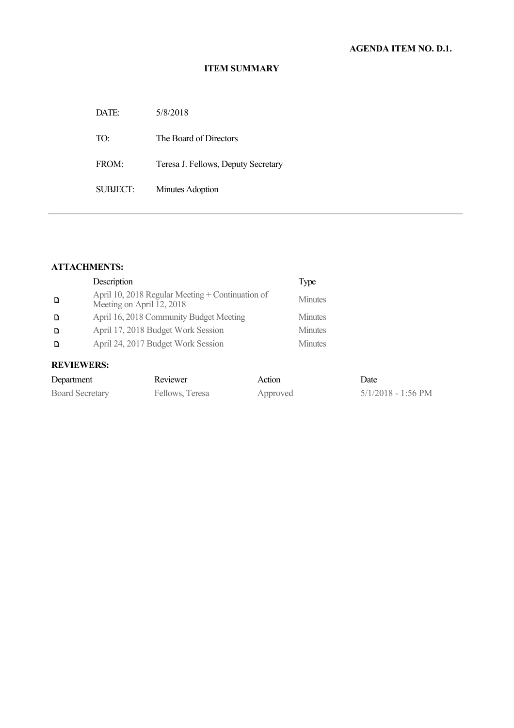**AGENDA ITEM NO. D.1.**

**ITEM SUMMARY**

| | |
|---|---|
| DATE: | 5/8/2018 |
| TO: | The Board of Directors |
| FROM: | Teresa J. Fellows, Deputy Secretary |
| SUBJECT: | Minutes Adoption |

---

**ATTACHMENTS:**

| | Description | Type |
|---|---|---|
| 🗋 | April 10, 2018 Regular Meeting + Continuation of Meeting on April 12, 2018 | Minutes |
| 🗋 | April 16, 2018 Community Budget Meeting | Minutes |
| 🗋 | April 17, 2018 Budget Work Session | Minutes |
| 🗋 | April 24, 2017 Budget Work Session | Minutes |

**REVIEWERS:**

| Department | Reviewer | Action | Date |
|---|---|---|---|
| Board Secretary | Fellows, Teresa | Approved | 5/1/2018 - 1:56 PM |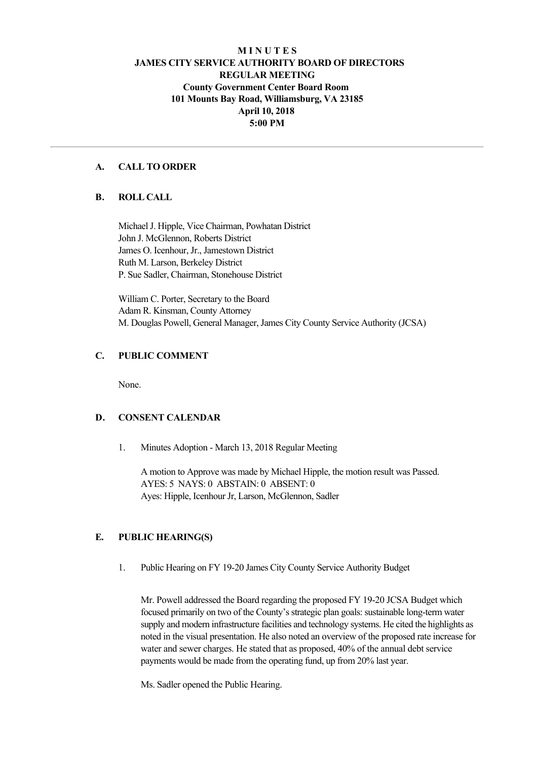# M I N U T E S
# JAMES CITY SERVICE AUTHORITY BOARD OF DIRECTORS
# REGULAR MEETING
## County Government Center Board Room
## 101 Mounts Bay Road, Williamsburg, VA 23185
## April 10, 2018
## 5:00 PM

---

### A. CALL TO ORDER

### B. ROLL CALL

Michael J. Hipple, Vice Chairman, Powhatan District
John J. McGlennon, Roberts District
James O. Icenhour, Jr., Jamestown District
Ruth M. Larson, Berkeley District
P. Sue Sadler, Chairman, Stonehouse District

William C. Porter, Secretary to the Board
Adam R. Kinsman, County Attorney
M. Douglas Powell, General Manager, James City County Service Authority (JCSA)

### C. PUBLIC COMMENT

None.

### D. CONSENT CALENDAR

1. Minutes Adoption - March 13, 2018 Regular Meeting

   A motion to Approve was made by Michael Hipple, the motion result was Passed.
   AYES: 5 NAYS: 0 ABSTAIN: 0 ABSENT: 0
   Ayes: Hipple, Icenhour Jr, Larson, McGlennon, Sadler

### E. PUBLIC HEARING(S)

1. Public Hearing on FY 19-20 James City County Service Authority Budget

   Mr. Powell addressed the Board regarding the proposed FY 19-20 JCSA Budget which focused primarily on two of the County's strategic plan goals: sustainable long-term water supply and modern infrastructure facilities and technology systems. He cited the highlights as noted in the visual presentation. He also noted an overview of the proposed rate increase for water and sewer charges. He stated that as proposed, 40% of the annual debt service payments would be made from the operating fund, up from 20% last year.

   Ms. Sadler opened the Public Hearing.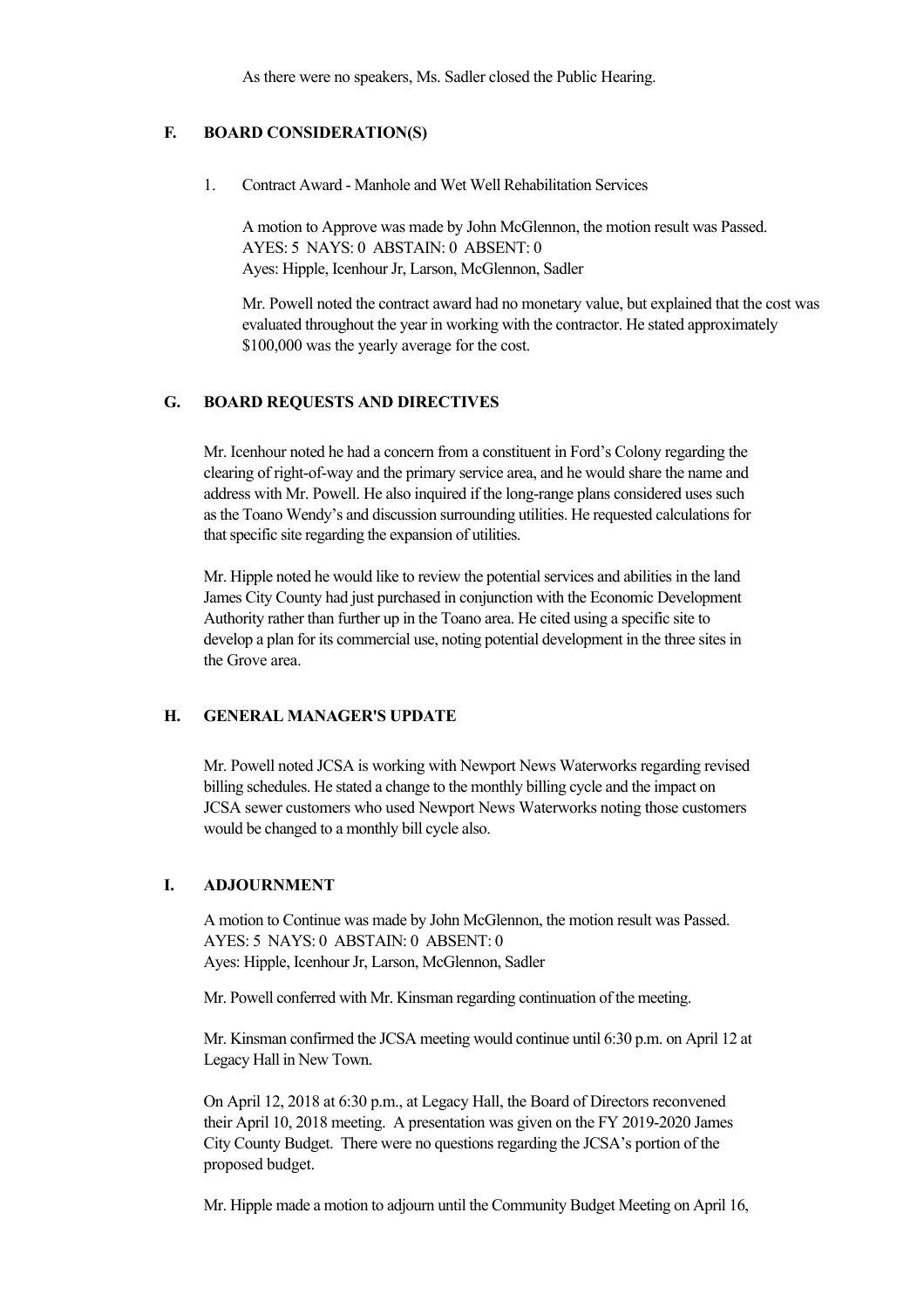As there were no speakers, Ms. Sadler closed the Public Hearing.

## F. BOARD CONSIDERATION(S)

1. Contract Award - Manhole and Wet Well Rehabilitation Services

   A motion to Approve was made by John McGlennon, the motion result was Passed.
   AYES: 5 NAYS: 0 ABSTAIN: 0 ABSENT: 0
   Ayes: Hipple, Icenhour Jr, Larson, McGlennon, Sadler

   Mr. Powell noted the contract award had no monetary value, but explained that the cost was evaluated throughout the year in working with the contractor. He stated approximately $100,000 was the yearly average for the cost.

## G. BOARD REQUESTS AND DIRECTIVES

Mr. Icenhour noted he had a concern from a constituent in Ford's Colony regarding the clearing of right-of-way and the primary service area, and he would share the name and address with Mr. Powell. He also inquired if the long-range plans considered uses such as the Toano Wendy's and discussion surrounding utilities. He requested calculations for that specific site regarding the expansion of utilities.

Mr. Hipple noted he would like to review the potential services and abilities in the land James City County had just purchased in conjunction with the Economic Development Authority rather than further up in the Toano area. He cited using a specific site to develop a plan for its commercial use, noting potential development in the three sites in the Grove area.

## H. GENERAL MANAGER'S UPDATE

Mr. Powell noted JCSA is working with Newport News Waterworks regarding revised billing schedules. He stated a change to the monthly billing cycle and the impact on JCSA sewer customers who used Newport News Waterworks noting those customers would be changed to a monthly bill cycle also.

## I. ADJOURNMENT

A motion to Continue was made by John McGlennon, the motion result was Passed.
AYES: 5 NAYS: 0 ABSTAIN: 0 ABSENT: 0
Ayes: Hipple, Icenhour Jr, Larson, McGlennon, Sadler

Mr. Powell conferred with Mr. Kinsman regarding continuation of the meeting.

Mr. Kinsman confirmed the JCSA meeting would continue until 6:30 p.m. on April 12 at Legacy Hall in New Town.

On April 12, 2018 at 6:30 p.m., at Legacy Hall, the Board of Directors reconvened their April 10, 2018 meeting. A presentation was given on the FY 2019-2020 James City County Budget. There were no questions regarding the JCSA's portion of the proposed budget.

Mr. Hipple made a motion to adjourn until the Community Budget Meeting on April 16,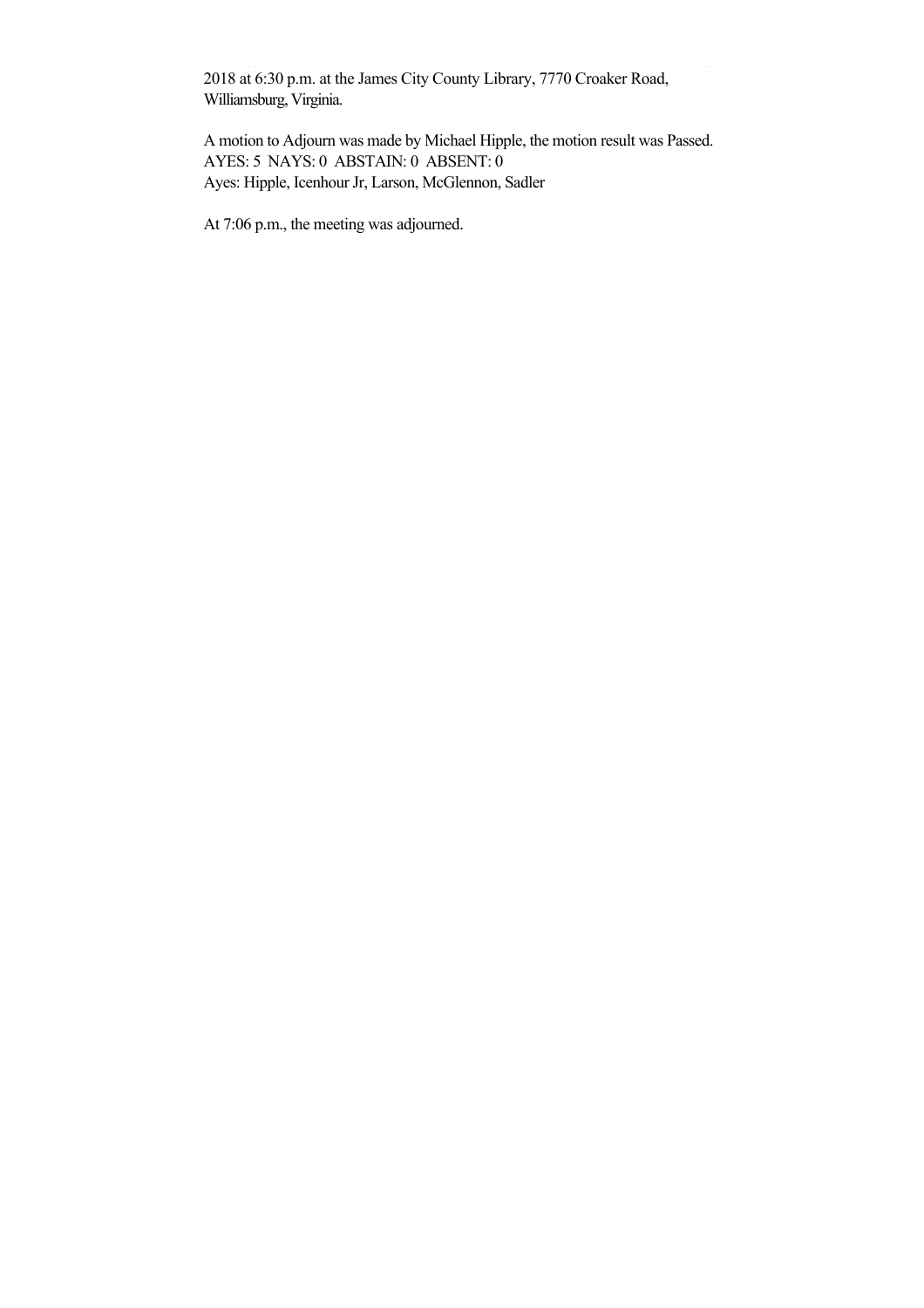2018 at 6:30 p.m. at the James City County Library, 7770 Croaker Road, Williamsburg, Virginia.

A motion to Adjourn was made by Michael Hipple, the motion result was Passed.
AYES: 5 NAYS: 0 ABSTAIN: 0 ABSENT: 0
Ayes: Hipple, Icenhour Jr, Larson, McGlennon, Sadler

At 7:06 p.m., the meeting was adjourned.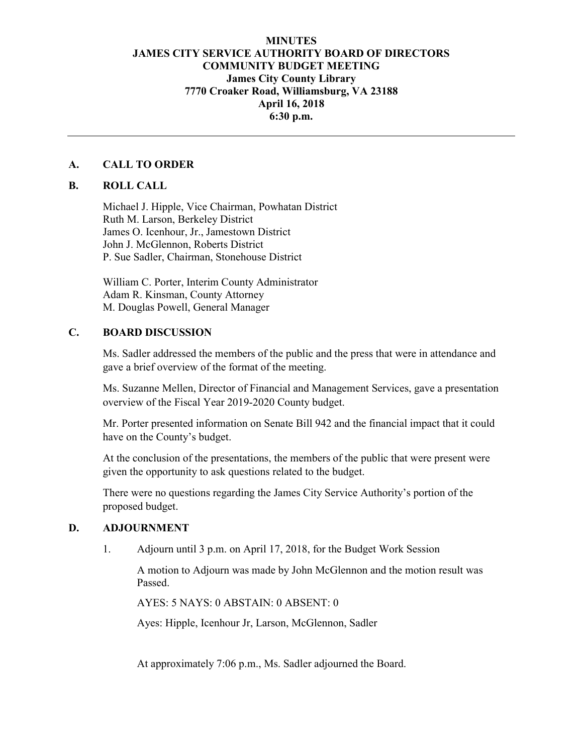**MINUTES**
**JAMES CITY SERVICE AUTHORITY BOARD OF DIRECTORS**
**COMMUNITY BUDGET MEETING**
**James City County Library**
**7770 Croaker Road, Williamsburg, VA 23188**
**April 16, 2018**
**6:30 p.m.**

---

## A. CALL TO ORDER

## B. ROLL CALL

Michael J. Hipple, Vice Chairman, Powhatan District
Ruth M. Larson, Berkeley District
James O. Icenhour, Jr., Jamestown District
John J. McGlennon, Roberts District
P. Sue Sadler, Chairman, Stonehouse District

William C. Porter, Interim County Administrator
Adam R. Kinsman, County Attorney
M. Douglas Powell, General Manager

## C. BOARD DISCUSSION

Ms. Sadler addressed the members of the public and the press that were in attendance and gave a brief overview of the format of the meeting.

Ms. Suzanne Mellen, Director of Financial and Management Services, gave a presentation overview of the Fiscal Year 2019-2020 County budget.

Mr. Porter presented information on Senate Bill 942 and the financial impact that it could have on the County's budget.

At the conclusion of the presentations, the members of the public that were present were given the opportunity to ask questions related to the budget.

There were no questions regarding the James City Service Authority's portion of the proposed budget.

## D. ADJOURNMENT

1. Adjourn until 3 p.m. on April 17, 2018, for the Budget Work Session

   A motion to Adjourn was made by John McGlennon and the motion result was Passed.

   AYES: 5 NAYS: 0 ABSTAIN: 0 ABSENT: 0

   Ayes: Hipple, Icenhour Jr, Larson, McGlennon, Sadler

   At approximately 7:06 p.m., Ms. Sadler adjourned the Board.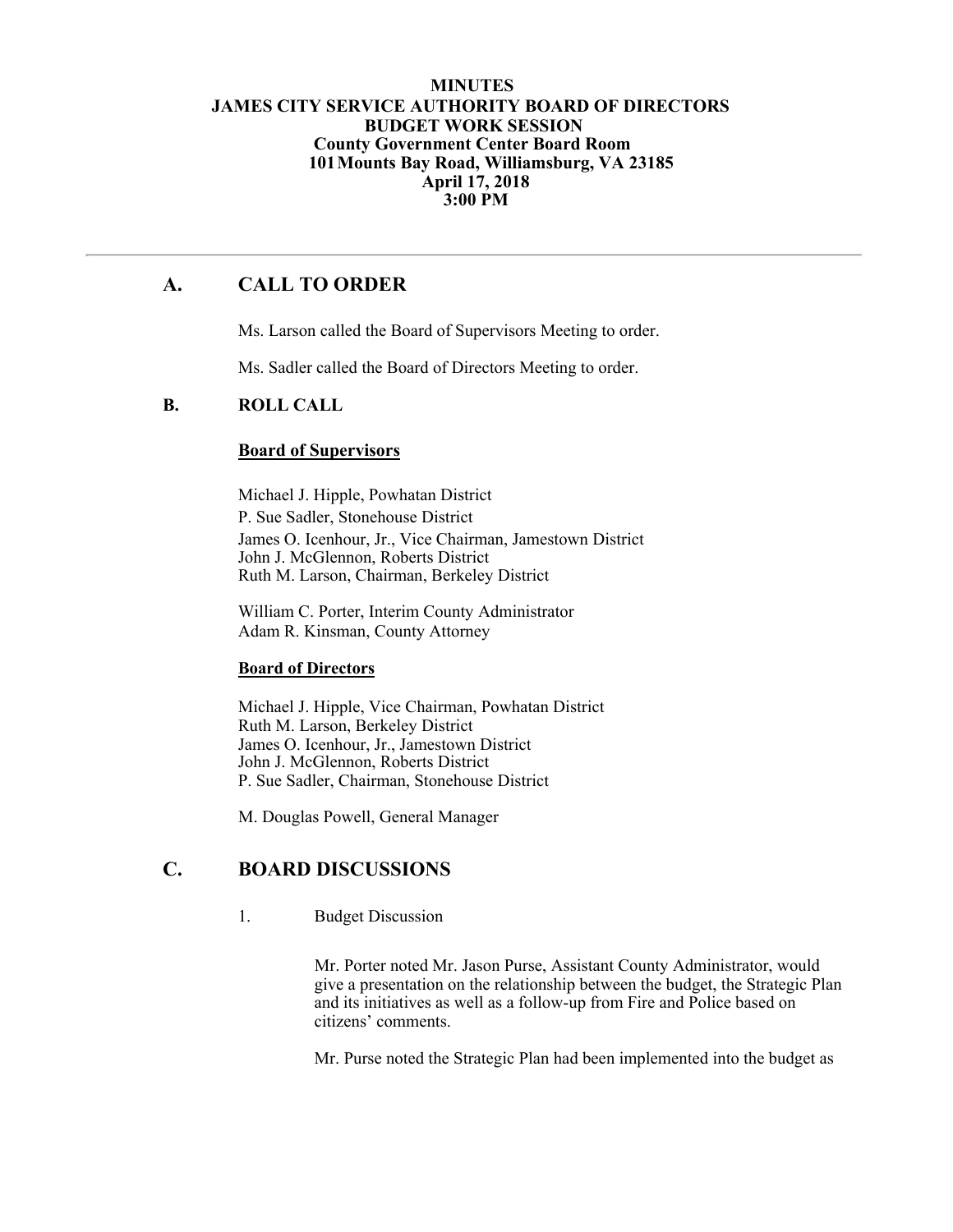**MINUTES**
**JAMES CITY SERVICE AUTHORITY BOARD OF DIRECTORS**
**BUDGET WORK SESSION**
**County Government Center Board Room**
**101 Mounts Bay Road, Williamsburg, VA 23185**
**April 17, 2018**
**3:00 PM**

---

## A. CALL TO ORDER

Ms. Larson called the Board of Supervisors Meeting to order.

Ms. Sadler called the Board of Directors Meeting to order.

## B. ROLL CALL

**Board of Supervisors**

Michael J. Hipple, Powhatan District
P. Sue Sadler, Stonehouse District
James O. Icenhour, Jr., Vice Chairman, Jamestown District
John J. McGlennon, Roberts District
Ruth M. Larson, Chairman, Berkeley District

William C. Porter, Interim County Administrator
Adam R. Kinsman, County Attorney

**Board of Directors**

Michael J. Hipple, Vice Chairman, Powhatan District
Ruth M. Larson, Berkeley District
James O. Icenhour, Jr., Jamestown District
John J. McGlennon, Roberts District
P. Sue Sadler, Chairman, Stonehouse District

M. Douglas Powell, General Manager

## C. BOARD DISCUSSIONS

1. Budget Discussion

Mr. Porter noted Mr. Jason Purse, Assistant County Administrator, would give a presentation on the relationship between the budget, the Strategic Plan and its initiatives as well as a follow-up from Fire and Police based on citizens' comments.

Mr. Purse noted the Strategic Plan had been implemented into the budget as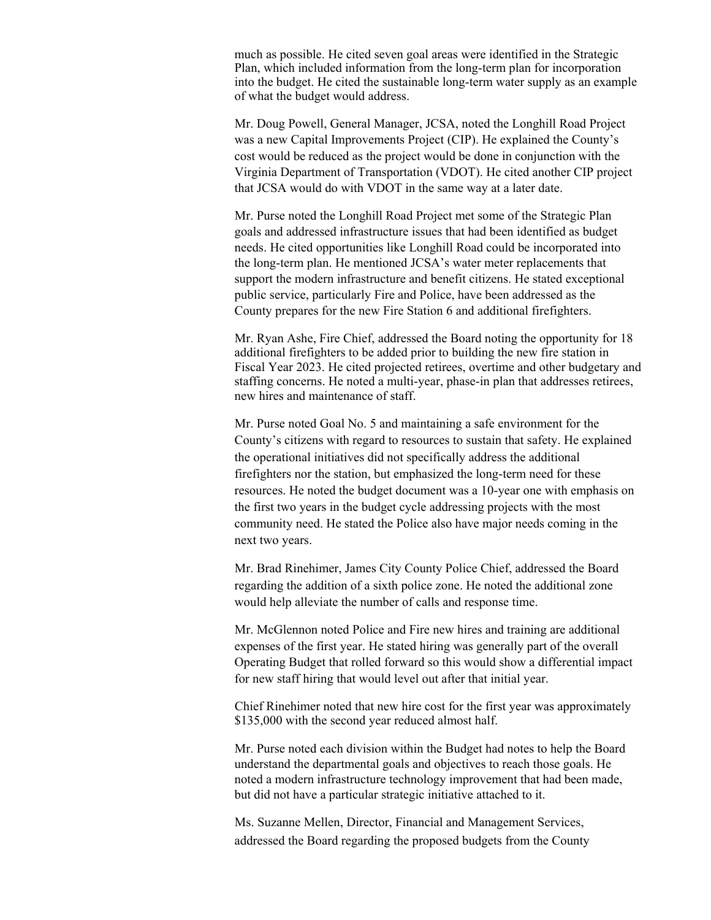much as possible. He cited seven goal areas were identified in the Strategic Plan, which included information from the long-term plan for incorporation into the budget. He cited the sustainable long-term water supply as an example of what the budget would address.

Mr. Doug Powell, General Manager, JCSA, noted the Longhill Road Project was a new Capital Improvements Project (CIP). He explained the County's cost would be reduced as the project would be done in conjunction with the Virginia Department of Transportation (VDOT). He cited another CIP project that JCSA would do with VDOT in the same way at a later date.

Mr. Purse noted the Longhill Road Project met some of the Strategic Plan goals and addressed infrastructure issues that had been identified as budget needs. He cited opportunities like Longhill Road could be incorporated into the long-term plan. He mentioned JCSA's water meter replacements that support the modern infrastructure and benefit citizens. He stated exceptional public service, particularly Fire and Police, have been addressed as the County prepares for the new Fire Station 6 and additional firefighters.

Mr. Ryan Ashe, Fire Chief, addressed the Board noting the opportunity for 18 additional firefighters to be added prior to building the new fire station in Fiscal Year 2023. He cited projected retirees, overtime and other budgetary and staffing concerns. He noted a multi-year, phase-in plan that addresses retirees, new hires and maintenance of staff.

Mr. Purse noted Goal No. 5 and maintaining a safe environment for the County's citizens with regard to resources to sustain that safety. He explained the operational initiatives did not specifically address the additional firefighters nor the station, but emphasized the long-term need for these resources. He noted the budget document was a 10-year one with emphasis on the first two years in the budget cycle addressing projects with the most community need. He stated the Police also have major needs coming in the next two years.

Mr. Brad Rinehimer, James City County Police Chief, addressed the Board regarding the addition of a sixth police zone. He noted the additional zone would help alleviate the number of calls and response time.

Mr. McGlennon noted Police and Fire new hires and training are additional expenses of the first year. He stated hiring was generally part of the overall Operating Budget that rolled forward so this would show a differential impact for new staff hiring that would level out after that initial year.

Chief Rinehimer noted that new hire cost for the first year was approximately $135,000 with the second year reduced almost half.

Mr. Purse noted each division within the Budget had notes to help the Board understand the departmental goals and objectives to reach those goals. He noted a modern infrastructure technology improvement that had been made, but did not have a particular strategic initiative attached to it.

Ms. Suzanne Mellen, Director, Financial and Management Services, addressed the Board regarding the proposed budgets from the County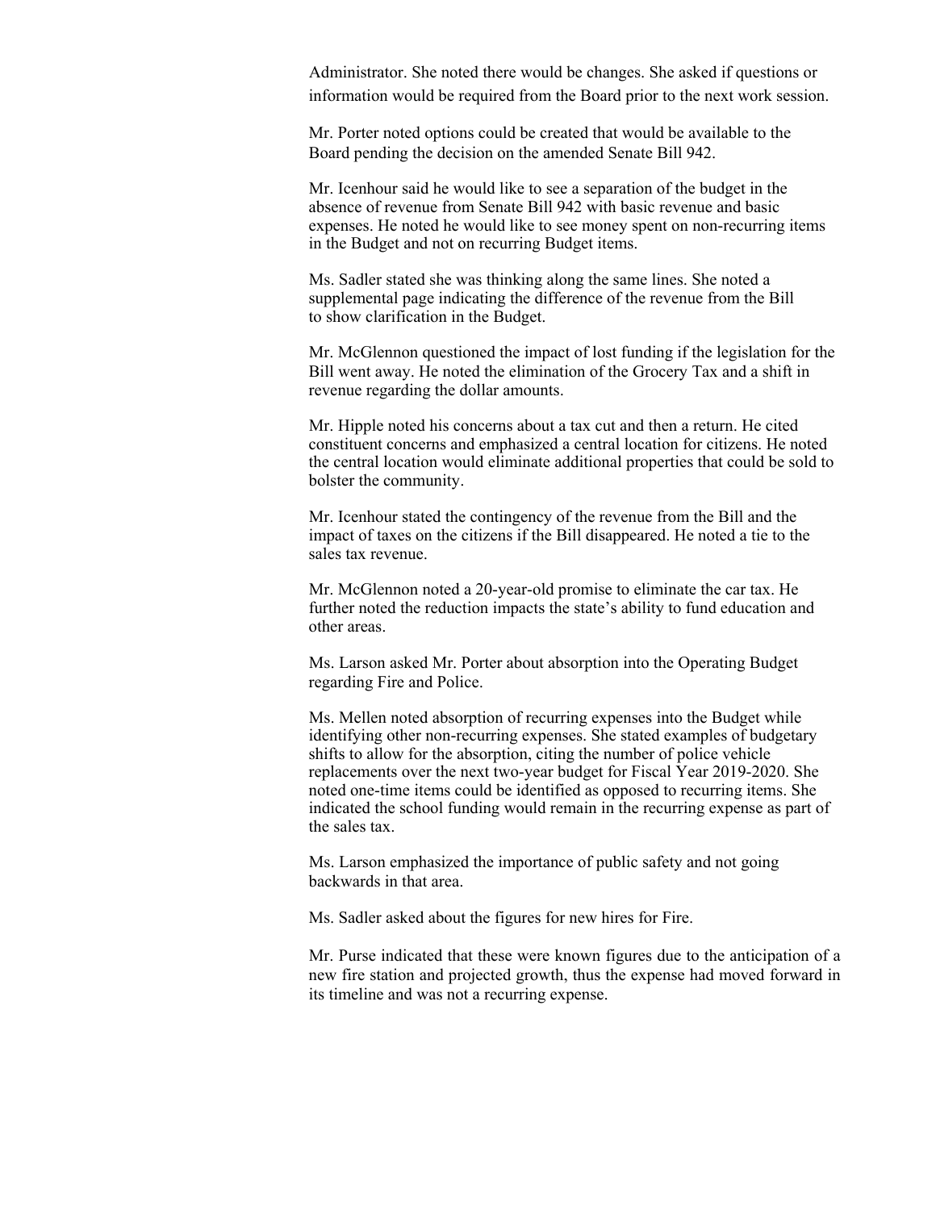Administrator. She noted there would be changes. She asked if questions or information would be required from the Board prior to the next work session.

Mr. Porter noted options could be created that would be available to the Board pending the decision on the amended Senate Bill 942.

Mr. Icenhour said he would like to see a separation of the budget in the absence of revenue from Senate Bill 942 with basic revenue and basic expenses. He noted he would like to see money spent on non-recurring items in the Budget and not on recurring Budget items.

Ms. Sadler stated she was thinking along the same lines. She noted a supplemental page indicating the difference of the revenue from the Bill to show clarification in the Budget.

Mr. McGlennon questioned the impact of lost funding if the legislation for the Bill went away. He noted the elimination of the Grocery Tax and a shift in revenue regarding the dollar amounts.

Mr. Hipple noted his concerns about a tax cut and then a return. He cited constituent concerns and emphasized a central location for citizens. He noted the central location would eliminate additional properties that could be sold to bolster the community.

Mr. Icenhour stated the contingency of the revenue from the Bill and the impact of taxes on the citizens if the Bill disappeared. He noted a tie to the sales tax revenue.

Mr. McGlennon noted a 20-year-old promise to eliminate the car tax. He further noted the reduction impacts the state's ability to fund education and other areas.

Ms. Larson asked Mr. Porter about absorption into the Operating Budget regarding Fire and Police.

Ms. Mellen noted absorption of recurring expenses into the Budget while identifying other non-recurring expenses. She stated examples of budgetary shifts to allow for the absorption, citing the number of police vehicle replacements over the next two-year budget for Fiscal Year 2019-2020. She noted one-time items could be identified as opposed to recurring items. She indicated the school funding would remain in the recurring expense as part of the sales tax.

Ms. Larson emphasized the importance of public safety and not going backwards in that area.

Ms. Sadler asked about the figures for new hires for Fire.

Mr. Purse indicated that these were known figures due to the anticipation of a new fire station and projected growth, thus the expense had moved forward in its timeline and was not a recurring expense.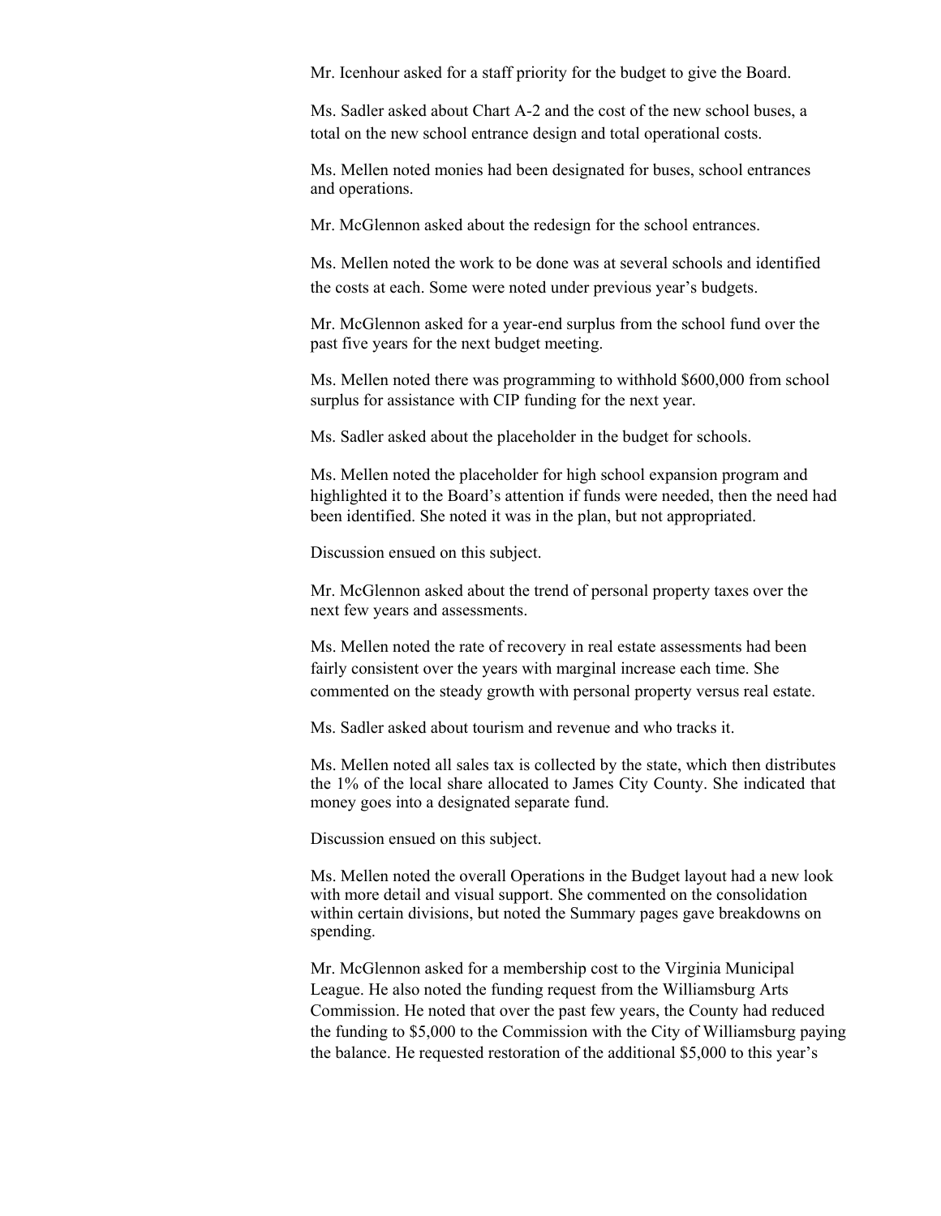Mr. Icenhour asked for a staff priority for the budget to give the Board.

Ms. Sadler asked about Chart A-2 and the cost of the new school buses, a total on the new school entrance design and total operational costs.

Ms. Mellen noted monies had been designated for buses, school entrances and operations.

Mr. McGlennon asked about the redesign for the school entrances.

Ms. Mellen noted the work to be done was at several schools and identified the costs at each. Some were noted under previous year's budgets.

Mr. McGlennon asked for a year-end surplus from the school fund over the past five years for the next budget meeting.

Ms. Mellen noted there was programming to withhold $600,000 from school surplus for assistance with CIP funding for the next year.

Ms. Sadler asked about the placeholder in the budget for schools.

Ms. Mellen noted the placeholder for high school expansion program and highlighted it to the Board's attention if funds were needed, then the need had been identified. She noted it was in the plan, but not appropriated.

Discussion ensued on this subject.

Mr. McGlennon asked about the trend of personal property taxes over the next few years and assessments.

Ms. Mellen noted the rate of recovery in real estate assessments had been fairly consistent over the years with marginal increase each time. She commented on the steady growth with personal property versus real estate.

Ms. Sadler asked about tourism and revenue and who tracks it.

Ms. Mellen noted all sales tax is collected by the state, which then distributes the 1% of the local share allocated to James City County. She indicated that money goes into a designated separate fund.

Discussion ensued on this subject.

Ms. Mellen noted the overall Operations in the Budget layout had a new look with more detail and visual support. She commented on the consolidation within certain divisions, but noted the Summary pages gave breakdowns on spending.

Mr. McGlennon asked for a membership cost to the Virginia Municipal League. He also noted the funding request from the Williamsburg Arts Commission. He noted that over the past few years, the County had reduced the funding to $5,000 to the Commission with the City of Williamsburg paying the balance. He requested restoration of the additional $5,000 to this year's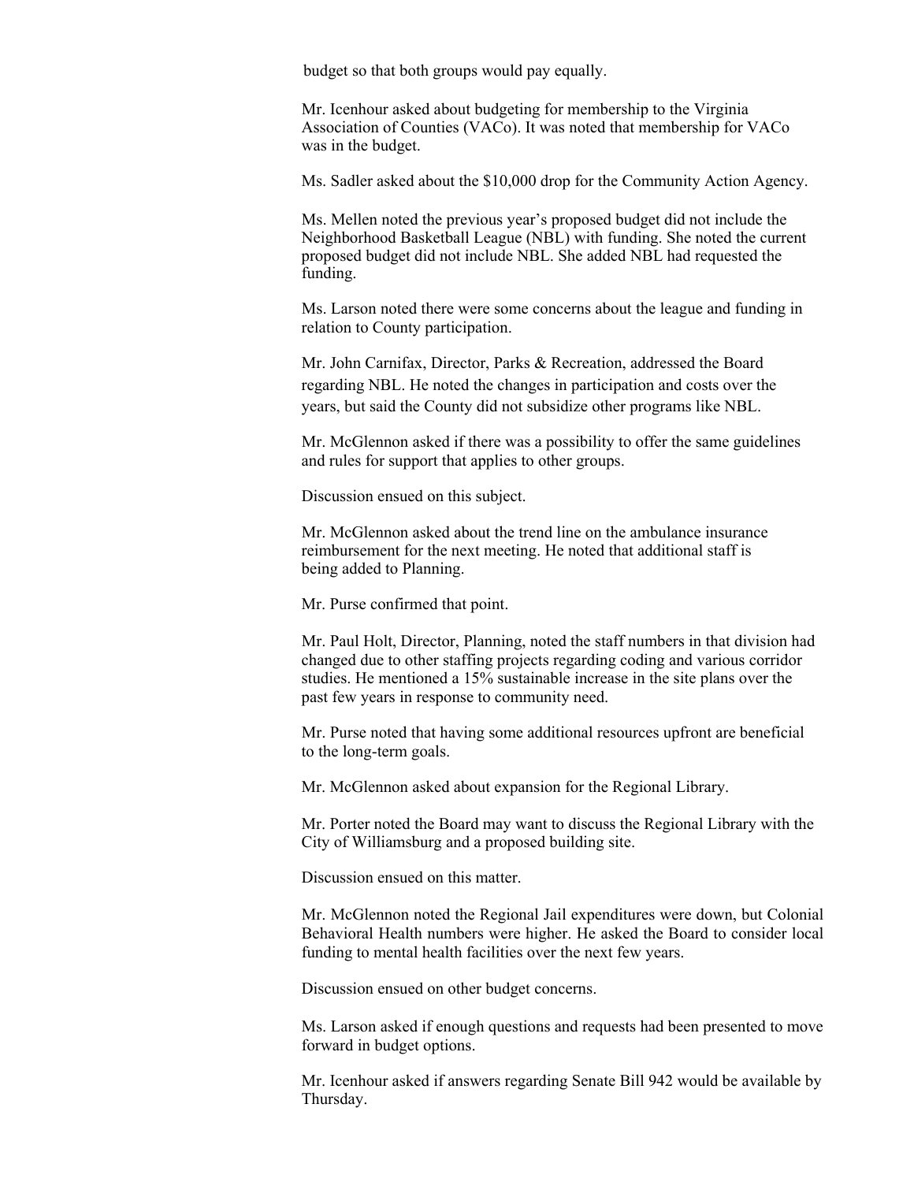budget so that both groups would pay equally.

Mr. Icenhour asked about budgeting for membership to the Virginia Association of Counties (VACo). It was noted that membership for VACo was in the budget.

Ms. Sadler asked about the $10,000 drop for the Community Action Agency.

Ms. Mellen noted the previous year's proposed budget did not include the Neighborhood Basketball League (NBL) with funding. She noted the current proposed budget did not include NBL. She added NBL had requested the funding.

Ms. Larson noted there were some concerns about the league and funding in relation to County participation.

Mr. John Carnifax, Director, Parks & Recreation, addressed the Board regarding NBL. He noted the changes in participation and costs over the years, but said the County did not subsidize other programs like NBL.

Mr. McGlennon asked if there was a possibility to offer the same guidelines and rules for support that applies to other groups.

Discussion ensued on this subject.

Mr. McGlennon asked about the trend line on the ambulance insurance reimbursement for the next meeting. He noted that additional staff is being added to Planning.

Mr. Purse confirmed that point.

Mr. Paul Holt, Director, Planning, noted the staff numbers in that division had changed due to other staffing projects regarding coding and various corridor studies. He mentioned a 15% sustainable increase in the site plans over the past few years in response to community need.

Mr. Purse noted that having some additional resources upfront are beneficial to the long-term goals.

Mr. McGlennon asked about expansion for the Regional Library.

Mr. Porter noted the Board may want to discuss the Regional Library with the City of Williamsburg and a proposed building site.

Discussion ensued on this matter.

Mr. McGlennon noted the Regional Jail expenditures were down, but Colonial Behavioral Health numbers were higher. He asked the Board to consider local funding to mental health facilities over the next few years.

Discussion ensued on other budget concerns.

Ms. Larson asked if enough questions and requests had been presented to move forward in budget options.

Mr. Icenhour asked if answers regarding Senate Bill 942 would be available by Thursday.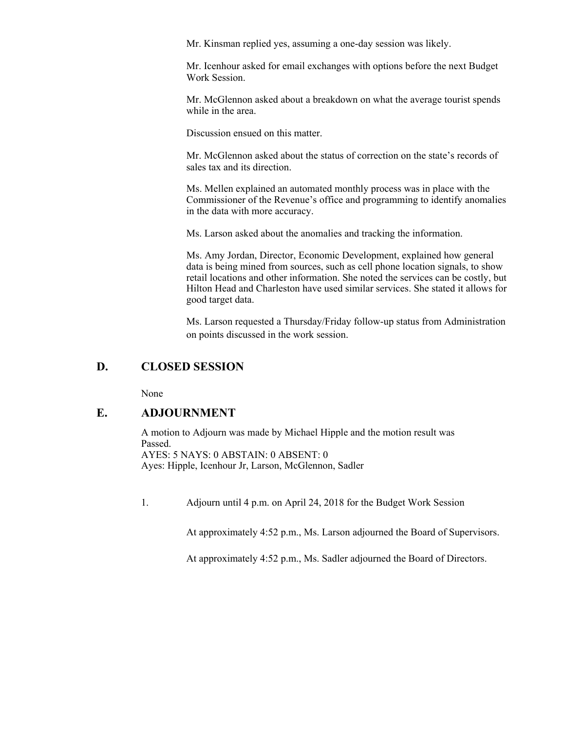Mr. Kinsman replied yes, assuming a one-day session was likely.

Mr. Icenhour asked for email exchanges with options before the next Budget Work Session.

Mr. McGlennon asked about a breakdown on what the average tourist spends while in the area.

Discussion ensued on this matter.

Mr. McGlennon asked about the status of correction on the state's records of sales tax and its direction.

Ms. Mellen explained an automated monthly process was in place with the Commissioner of the Revenue's office and programming to identify anomalies in the data with more accuracy.

Ms. Larson asked about the anomalies and tracking the information.

Ms. Amy Jordan, Director, Economic Development, explained how general data is being mined from sources, such as cell phone location signals, to show retail locations and other information. She noted the services can be costly, but Hilton Head and Charleston have used similar services. She stated it allows for good target data.

Ms. Larson requested a Thursday/Friday follow-up status from Administration on points discussed in the work session.

## D. CLOSED SESSION

None

## E. ADJOURNMENT

A motion to Adjourn was made by Michael Hipple and the motion result was Passed.
AYES: 5 NAYS: 0 ABSTAIN: 0 ABSENT: 0
Ayes: Hipple, Icenhour Jr, Larson, McGlennon, Sadler

1. Adjourn until 4 p.m. on April 24, 2018 for the Budget Work Session

At approximately 4:52 p.m., Ms. Larson adjourned the Board of Supervisors.

At approximately 4:52 p.m., Ms. Sadler adjourned the Board of Directors.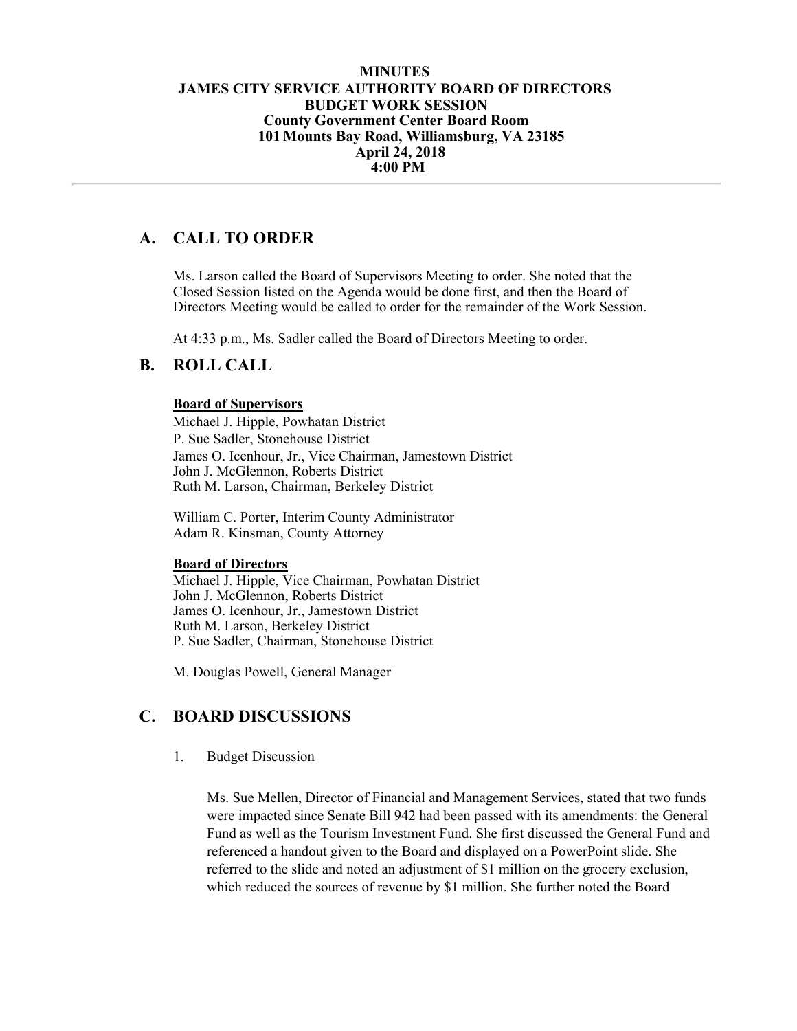**MINUTES**
**JAMES CITY SERVICE AUTHORITY BOARD OF DIRECTORS**
**BUDGET WORK SESSION**
**County Government Center Board Room**
**101 Mounts Bay Road, Williamsburg, VA 23185**
**April 24, 2018**
**4:00 PM**

---

## A. CALL TO ORDER

Ms. Larson called the Board of Supervisors Meeting to order. She noted that the Closed Session listed on the Agenda would be done first, and then the Board of Directors Meeting would be called to order for the remainder of the Work Session.

At 4:33 p.m., Ms. Sadler called the Board of Directors Meeting to order.

## B. ROLL CALL

**Board of Supervisors**
Michael J. Hipple, Powhatan District
P. Sue Sadler, Stonehouse District
James O. Icenhour, Jr., Vice Chairman, Jamestown District
John J. McGlennon, Roberts District
Ruth M. Larson, Chairman, Berkeley District

William C. Porter, Interim County Administrator
Adam R. Kinsman, County Attorney

**Board of Directors**
Michael J. Hipple, Vice Chairman, Powhatan District
John J. McGlennon, Roberts District
James O. Icenhour, Jr., Jamestown District
Ruth M. Larson, Berkeley District
P. Sue Sadler, Chairman, Stonehouse District

M. Douglas Powell, General Manager

## C. BOARD DISCUSSIONS

1. Budget Discussion

   Ms. Sue Mellen, Director of Financial and Management Services, stated that two funds were impacted since Senate Bill 942 had been passed with its amendments: the General Fund as well as the Tourism Investment Fund. She first discussed the General Fund and referenced a handout given to the Board and displayed on a PowerPoint slide. She referred to the slide and noted an adjustment of $1 million on the grocery exclusion, which reduced the sources of revenue by $1 million. She further noted the Board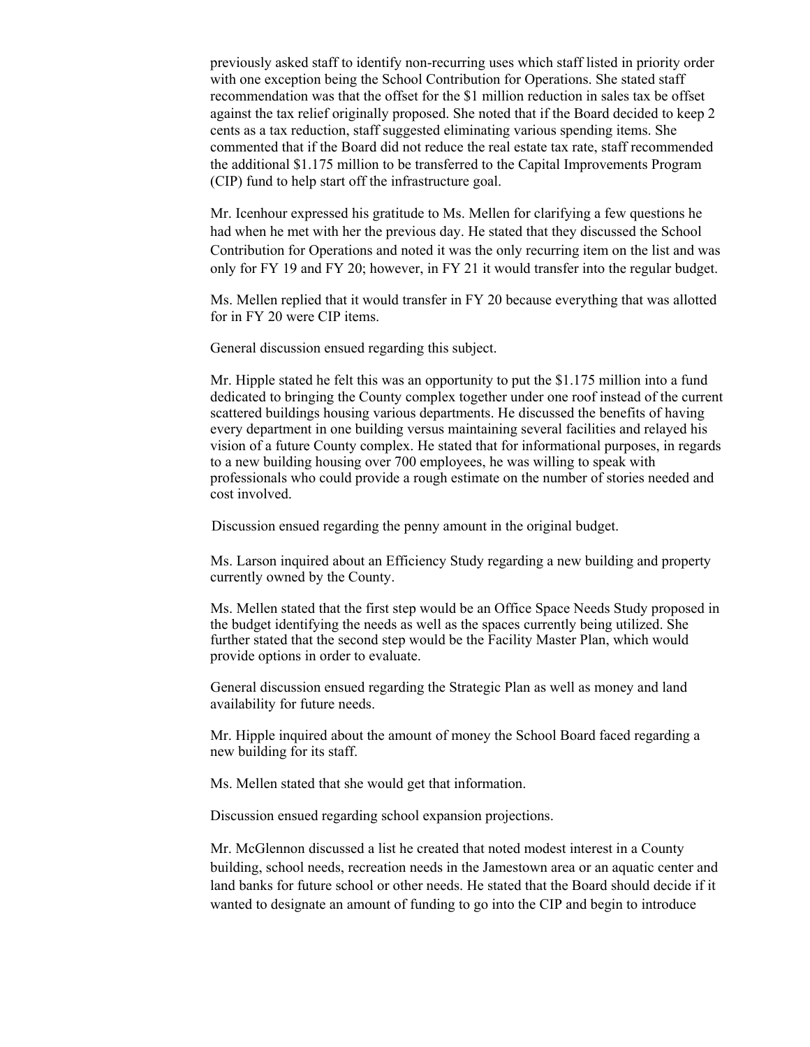previously asked staff to identify non-recurring uses which staff listed in priority order with one exception being the School Contribution for Operations. She stated staff recommendation was that the offset for the $1 million reduction in sales tax be offset against the tax relief originally proposed. She noted that if the Board decided to keep 2 cents as a tax reduction, staff suggested eliminating various spending items. She commented that if the Board did not reduce the real estate tax rate, staff recommended the additional $1.175 million to be transferred to the Capital Improvements Program (CIP) fund to help start off the infrastructure goal.

Mr. Icenhour expressed his gratitude to Ms. Mellen for clarifying a few questions he had when he met with her the previous day. He stated that they discussed the School Contribution for Operations and noted it was the only recurring item on the list and was only for FY 19 and FY 20; however, in FY 21 it would transfer into the regular budget.

Ms. Mellen replied that it would transfer in FY 20 because everything that was allotted for in FY 20 were CIP items.

General discussion ensued regarding this subject.

Mr. Hipple stated he felt this was an opportunity to put the $1.175 million into a fund dedicated to bringing the County complex together under one roof instead of the current scattered buildings housing various departments. He discussed the benefits of having every department in one building versus maintaining several facilities and relayed his vision of a future County complex. He stated that for informational purposes, in regards to a new building housing over 700 employees, he was willing to speak with professionals who could provide a rough estimate on the number of stories needed and cost involved.

Discussion ensued regarding the penny amount in the original budget.

Ms. Larson inquired about an Efficiency Study regarding a new building and property currently owned by the County.

Ms. Mellen stated that the first step would be an Office Space Needs Study proposed in the budget identifying the needs as well as the spaces currently being utilized. She further stated that the second step would be the Facility Master Plan, which would provide options in order to evaluate.

General discussion ensued regarding the Strategic Plan as well as money and land availability for future needs.

Mr. Hipple inquired about the amount of money the School Board faced regarding a new building for its staff.

Ms. Mellen stated that she would get that information.

Discussion ensued regarding school expansion projections.

Mr. McGlennon discussed a list he created that noted modest interest in a County building, school needs, recreation needs in the Jamestown area or an aquatic center and land banks for future school or other needs. He stated that the Board should decide if it wanted to designate an amount of funding to go into the CIP and begin to introduce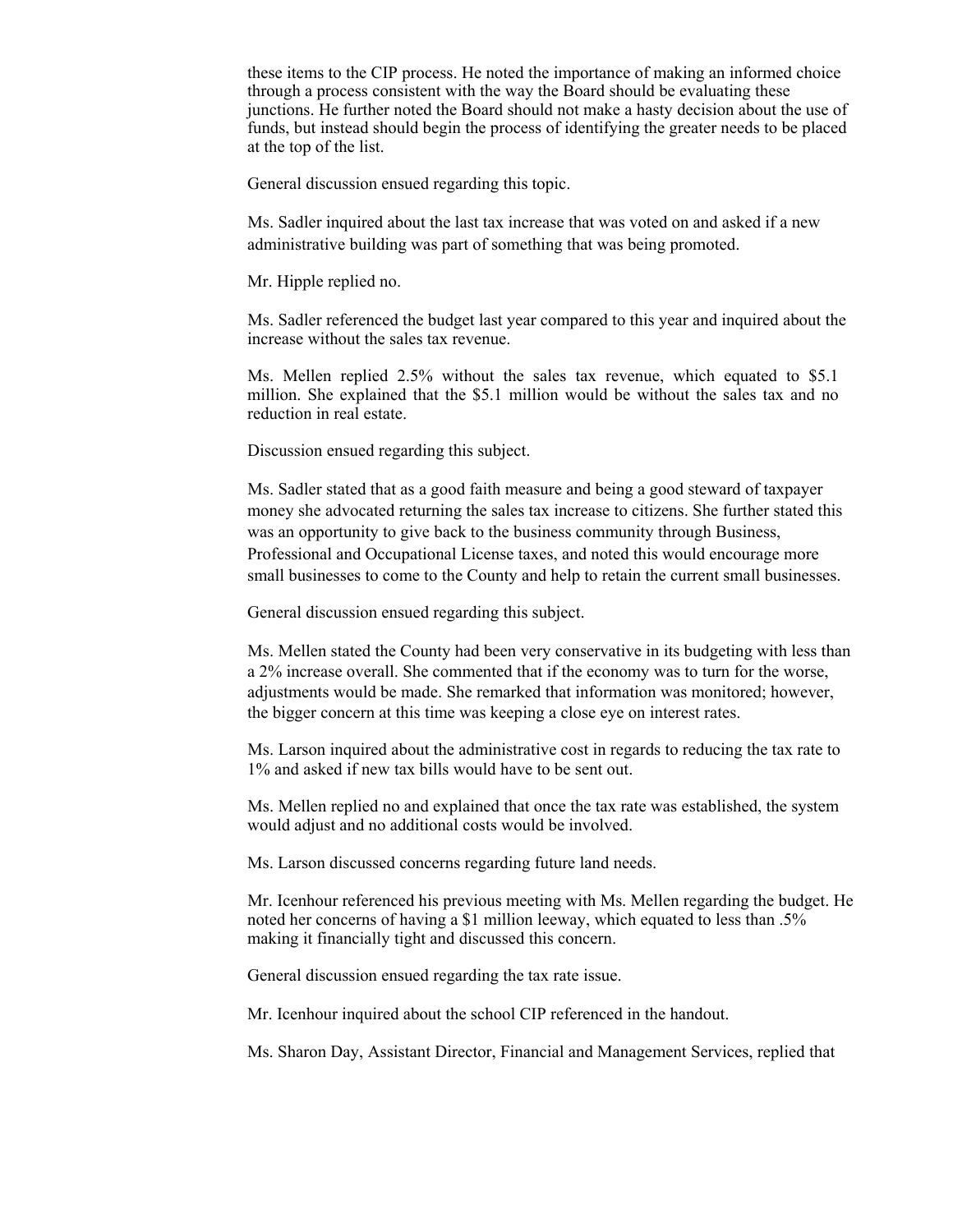these items to the CIP process. He noted the importance of making an informed choice through a process consistent with the way the Board should be evaluating these junctions. He further noted the Board should not make a hasty decision about the use of funds, but instead should begin the process of identifying the greater needs to be placed at the top of the list.

General discussion ensued regarding this topic.

Ms. Sadler inquired about the last tax increase that was voted on and asked if a new administrative building was part of something that was being promoted.

Mr. Hipple replied no.

Ms. Sadler referenced the budget last year compared to this year and inquired about the increase without the sales tax revenue.

Ms. Mellen replied 2.5% without the sales tax revenue, which equated to $5.1 million. She explained that the $5.1 million would be without the sales tax and no reduction in real estate.

Discussion ensued regarding this subject.

Ms. Sadler stated that as a good faith measure and being a good steward of taxpayer money she advocated returning the sales tax increase to citizens. She further stated this was an opportunity to give back to the business community through Business, Professional and Occupational License taxes, and noted this would encourage more small businesses to come to the County and help to retain the current small businesses.

General discussion ensued regarding this subject.

Ms. Mellen stated the County had been very conservative in its budgeting with less than a 2% increase overall. She commented that if the economy was to turn for the worse, adjustments would be made. She remarked that information was monitored; however, the bigger concern at this time was keeping a close eye on interest rates.

Ms. Larson inquired about the administrative cost in regards to reducing the tax rate to 1% and asked if new tax bills would have to be sent out.

Ms. Mellen replied no and explained that once the tax rate was established, the system would adjust and no additional costs would be involved.

Ms. Larson discussed concerns regarding future land needs.

Mr. Icenhour referenced his previous meeting with Ms. Mellen regarding the budget. He noted her concerns of having a $1 million leeway, which equated to less than .5% making it financially tight and discussed this concern.

General discussion ensued regarding the tax rate issue.

Mr. Icenhour inquired about the school CIP referenced in the handout.

Ms. Sharon Day, Assistant Director, Financial and Management Services, replied that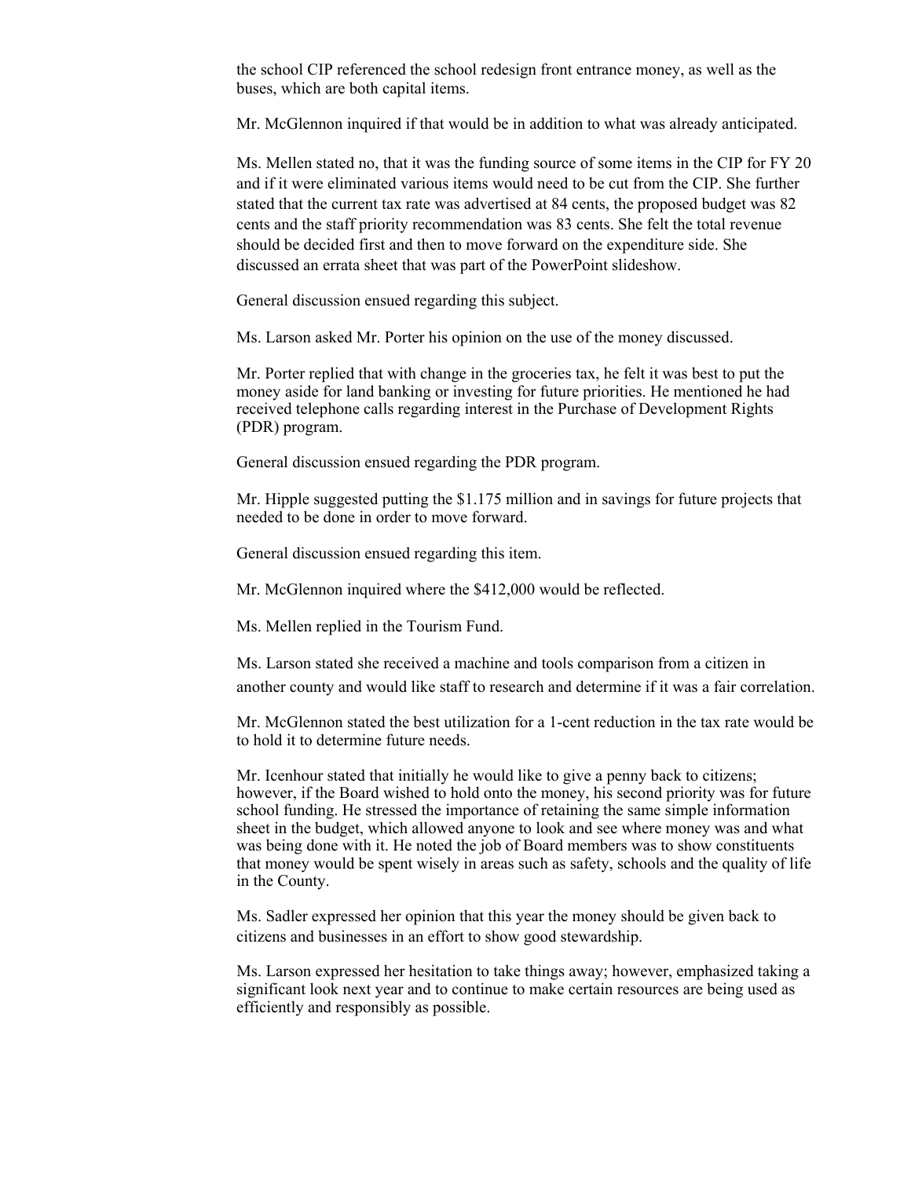the school CIP referenced the school redesign front entrance money, as well as the buses, which are both capital items.

Mr. McGlennon inquired if that would be in addition to what was already anticipated.

Ms. Mellen stated no, that it was the funding source of some items in the CIP for FY 20 and if it were eliminated various items would need to be cut from the CIP. She further stated that the current tax rate was advertised at 84 cents, the proposed budget was 82 cents and the staff priority recommendation was 83 cents. She felt the total revenue should be decided first and then to move forward on the expenditure side. She discussed an errata sheet that was part of the PowerPoint slideshow.

General discussion ensued regarding this subject.

Ms. Larson asked Mr. Porter his opinion on the use of the money discussed.

Mr. Porter replied that with change in the groceries tax, he felt it was best to put the money aside for land banking or investing for future priorities. He mentioned he had received telephone calls regarding interest in the Purchase of Development Rights (PDR) program.

General discussion ensued regarding the PDR program.

Mr. Hipple suggested putting the $1.175 million and in savings for future projects that needed to be done in order to move forward.

General discussion ensued regarding this item.

Mr. McGlennon inquired where the $412,000 would be reflected.

Ms. Mellen replied in the Tourism Fund.

Ms. Larson stated she received a machine and tools comparison from a citizen in another county and would like staff to research and determine if it was a fair correlation.

Mr. McGlennon stated the best utilization for a 1-cent reduction in the tax rate would be to hold it to determine future needs.

Mr. Icenhour stated that initially he would like to give a penny back to citizens; however, if the Board wished to hold onto the money, his second priority was for future school funding. He stressed the importance of retaining the same simple information sheet in the budget, which allowed anyone to look and see where money was and what was being done with it. He noted the job of Board members was to show constituents that money would be spent wisely in areas such as safety, schools and the quality of life in the County.

Ms. Sadler expressed her opinion that this year the money should be given back to citizens and businesses in an effort to show good stewardship.

Ms. Larson expressed her hesitation to take things away; however, emphasized taking a significant look next year and to continue to make certain resources are being used as efficiently and responsibly as possible.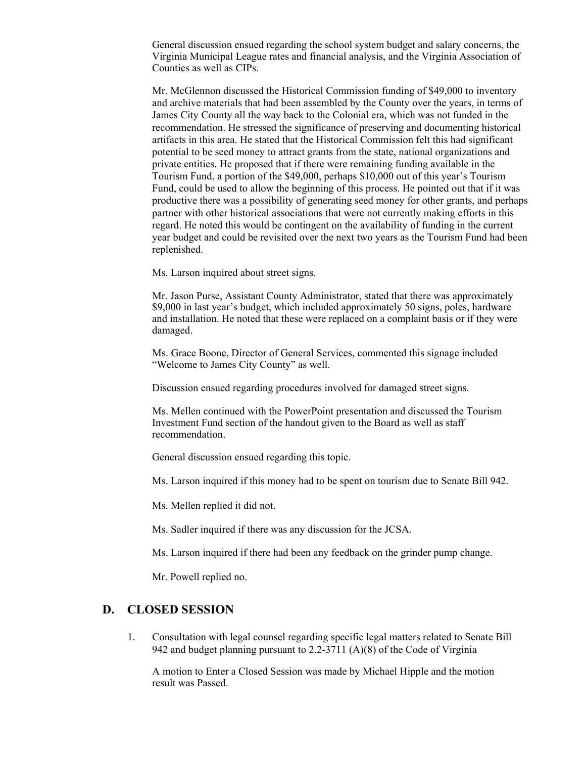General discussion ensued regarding the school system budget and salary concerns, the Virginia Municipal League rates and financial analysis, and the Virginia Association of Counties as well as CIPs.

Mr. McGlennon discussed the Historical Commission funding of $49,000 to inventory and archive materials that had been assembled by the County over the years, in terms of James City County all the way back to the Colonial era, which was not funded in the recommendation. He stressed the significance of preserving and documenting historical artifacts in this area. He stated that the Historical Commission felt this had significant potential to be seed money to attract grants from the state, national organizations and private entities. He proposed that if there were remaining funding available in the Tourism Fund, a portion of the $49,000, perhaps $10,000 out of this year's Tourism Fund, could be used to allow the beginning of this process. He pointed out that if it was productive there was a possibility of generating seed money for other grants, and perhaps partner with other historical associations that were not currently making efforts in this regard. He noted this would be contingent on the availability of funding in the current year budget and could be revisited over the next two years as the Tourism Fund had been replenished.

Ms. Larson inquired about street signs.

Mr. Jason Purse, Assistant County Administrator, stated that there was approximately $9,000 in last year's budget, which included approximately 50 signs, poles, hardware and installation. He noted that these were replaced on a complaint basis or if they were damaged.

Ms. Grace Boone, Director of General Services, commented this signage included "Welcome to James City County" as well.

Discussion ensued regarding procedures involved for damaged street signs.

Ms. Mellen continued with the PowerPoint presentation and discussed the Tourism Investment Fund section of the handout given to the Board as well as staff recommendation.

General discussion ensued regarding this topic.

Ms. Larson inquired if this money had to be spent on tourism due to Senate Bill 942.

Ms. Mellen replied it did not.

Ms. Sadler inquired if there was any discussion for the JCSA.

Ms. Larson inquired if there had been any feedback on the grinder pump change.

Mr. Powell replied no.

## D. CLOSED SESSION

1. Consultation with legal counsel regarding specific legal matters related to Senate Bill 942 and budget planning pursuant to 2.2-3711 (A)(8) of the Code of Virginia

   A motion to Enter a Closed Session was made by Michael Hipple and the motion result was Passed.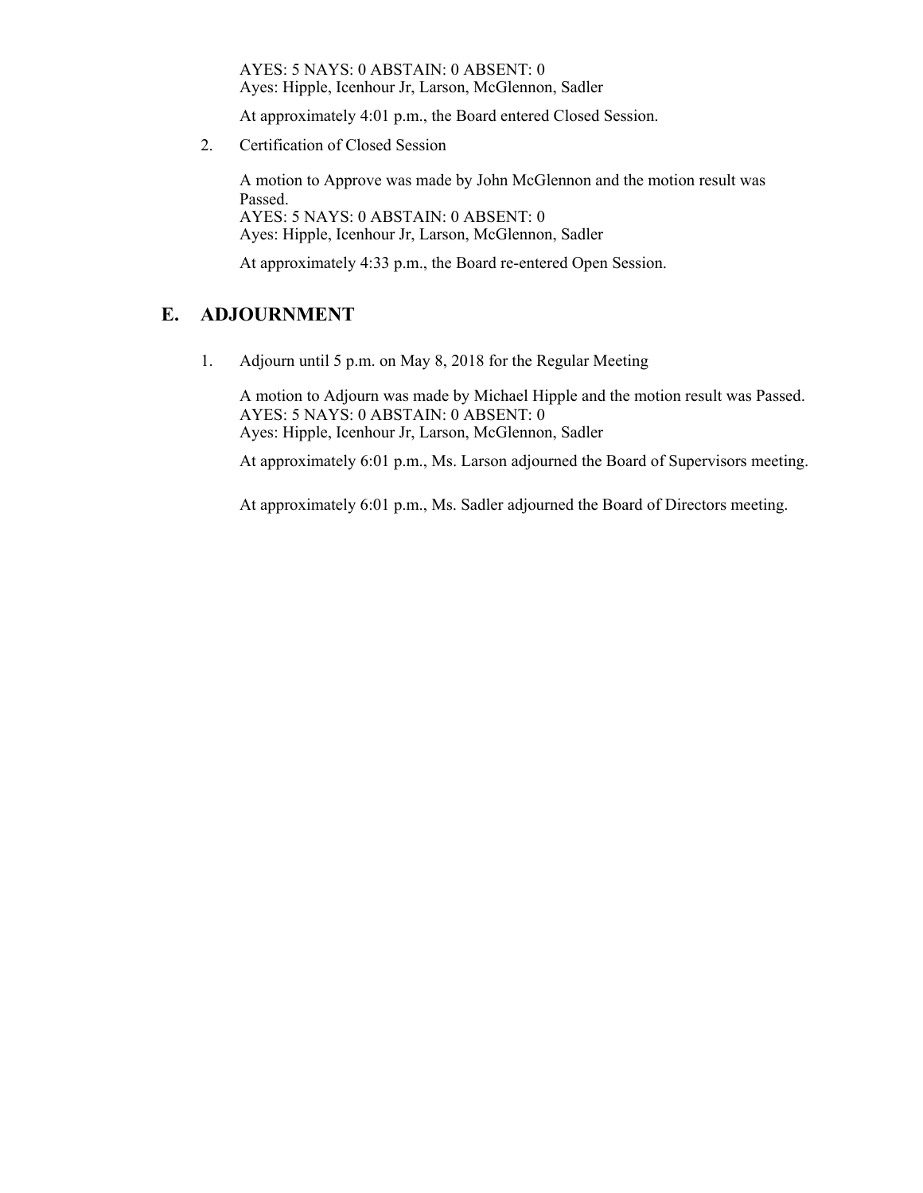AYES: 5 NAYS: 0 ABSTAIN: 0 ABSENT: 0
Ayes: Hipple, Icenhour Jr, Larson, McGlennon, Sadler

At approximately 4:01 p.m., the Board entered Closed Session.

2. Certification of Closed Session

A motion to Approve was made by John McGlennon and the motion result was Passed.
AYES: 5 NAYS: 0 ABSTAIN: 0 ABSENT: 0
Ayes: Hipple, Icenhour Jr, Larson, McGlennon, Sadler

At approximately 4:33 p.m., the Board re-entered Open Session.

## E. ADJOURNMENT

1. Adjourn until 5 p.m. on May 8, 2018 for the Regular Meeting

A motion to Adjourn was made by Michael Hipple and the motion result was Passed.
AYES: 5 NAYS: 0 ABSTAIN: 0 ABSENT: 0
Ayes: Hipple, Icenhour Jr, Larson, McGlennon, Sadler

At approximately 6:01 p.m., Ms. Larson adjourned the Board of Supervisors meeting.

At approximately 6:01 p.m., Ms. Sadler adjourned the Board of Directors meeting.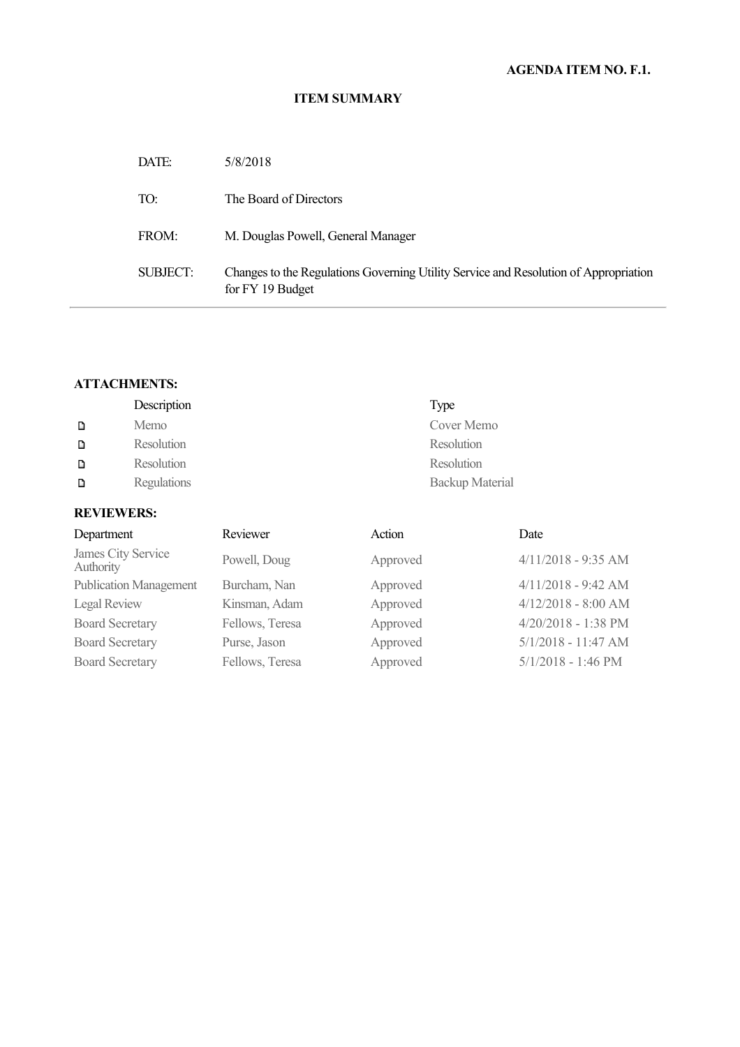**AGENDA ITEM NO. F.1.**

**ITEM SUMMARY**

| | |
|---|---|
| DATE: | 5/8/2018 |
| TO: | The Board of Directors |
| FROM: | M. Douglas Powell, General Manager |
| SUBJECT: | Changes to the Regulations Governing Utility Service and Resolution of Appropriation for FY 19 Budget |

**ATTACHMENTS:**

| Description | Type |
|---|---|
| Memo | Cover Memo |
| Resolution | Resolution |
| Resolution | Resolution |
| Regulations | Backup Material |

**REVIEWERS:**

| Department | Reviewer | Action | Date |
|---|---|---|---|
| James City Service Authority | Powell, Doug | Approved | 4/11/2018 - 9:35 AM |
| Publication Management | Burcham, Nan | Approved | 4/11/2018 - 9:42 AM |
| Legal Review | Kinsman, Adam | Approved | 4/12/2018 - 8:00 AM |
| Board Secretary | Fellows, Teresa | Approved | 4/20/2018 - 1:38 PM |
| Board Secretary | Purse, Jason | Approved | 5/1/2018 - 11:47 AM |
| Board Secretary | Fellows, Teresa | Approved | 5/1/2018 - 1:46 PM |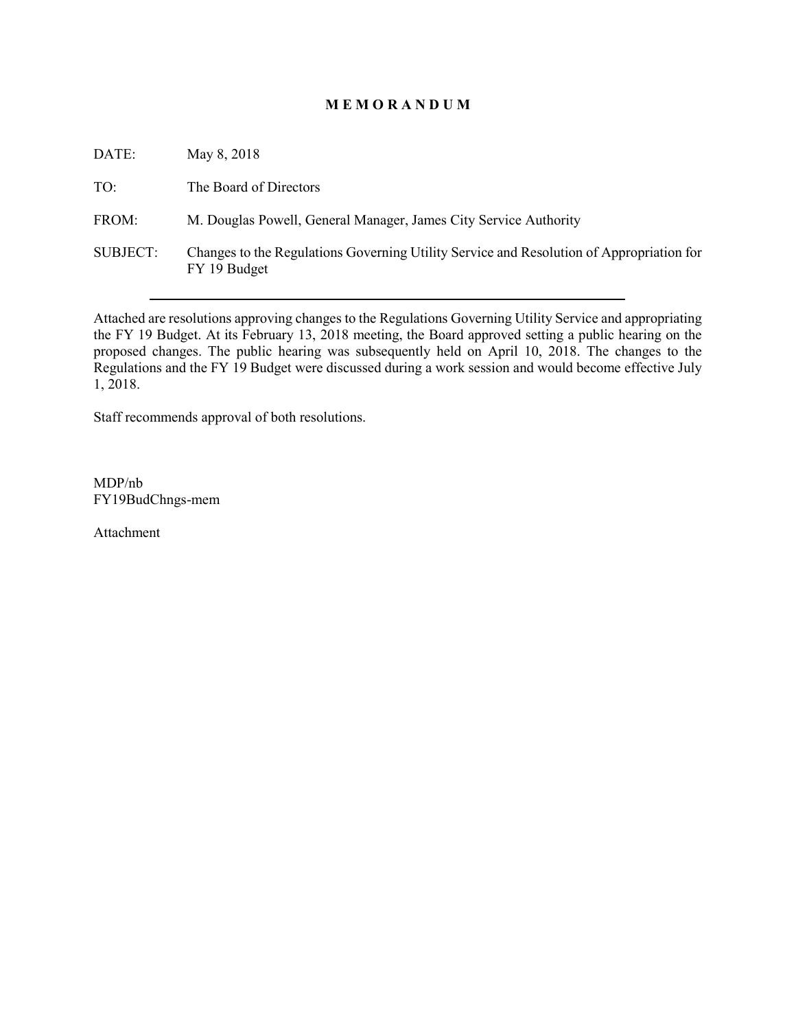# M E M O R A N D U M

DATE: May 8, 2018

TO: The Board of Directors

FROM: M. Douglas Powell, General Manager, James City Service Authority

SUBJECT: Changes to the Regulations Governing Utility Service and Resolution of Appropriation for FY 19 Budget

---

Attached are resolutions approving changes to the Regulations Governing Utility Service and appropriating the FY 19 Budget. At its February 13, 2018 meeting, the Board approved setting a public hearing on the proposed changes. The public hearing was subsequently held on April 10, 2018. The changes to the Regulations and the FY 19 Budget were discussed during a work session and would become effective July 1, 2018.

Staff recommends approval of both resolutions.

MDP/nb
FY19BudChngs-mem

Attachment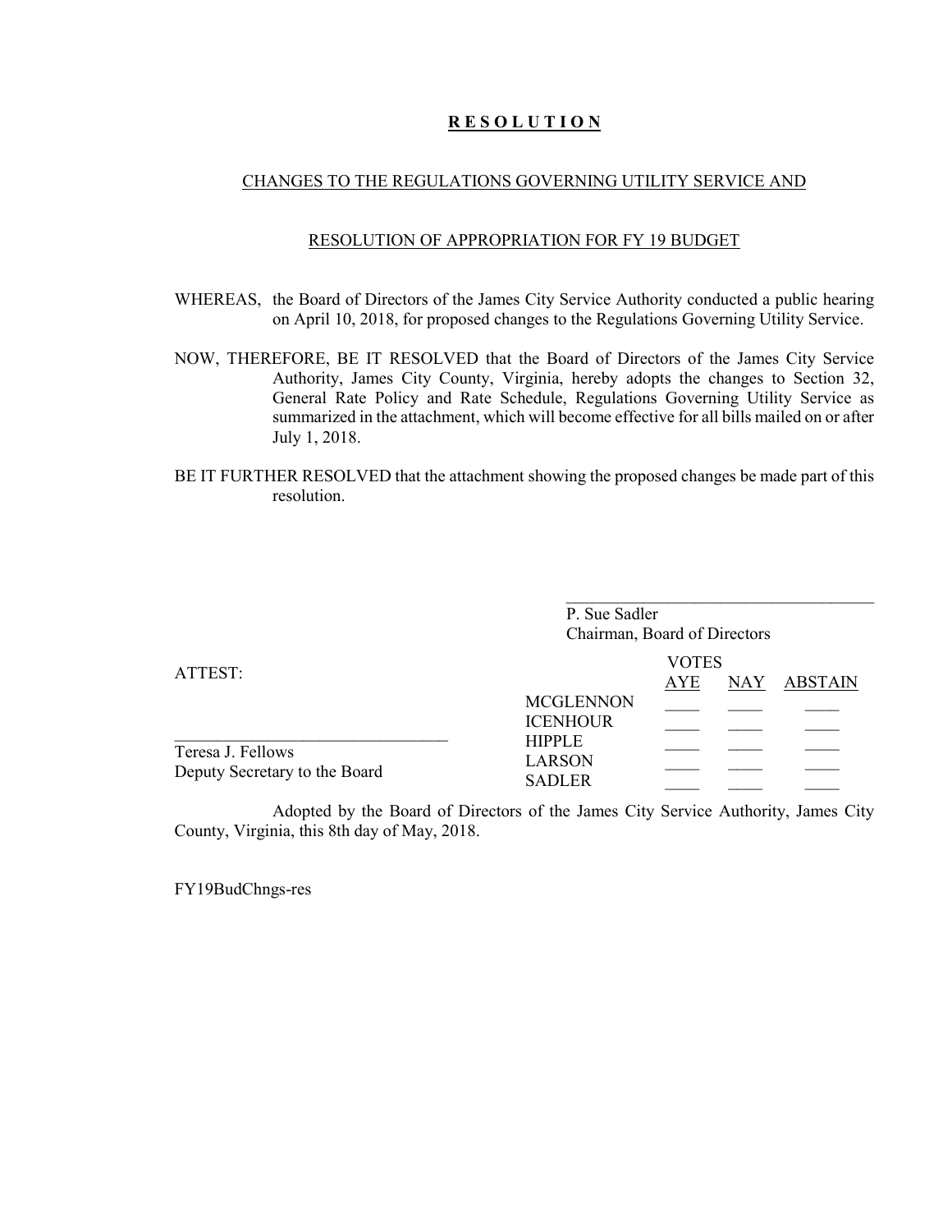# **R E S O L U T I O N**

## CHANGES TO THE REGULATIONS GOVERNING UTILITY SERVICE AND

## RESOLUTION OF APPROPRIATION FOR FY 19 BUDGET

WHEREAS, the Board of Directors of the James City Service Authority conducted a public hearing on April 10, 2018, for proposed changes to the Regulations Governing Utility Service.

NOW, THEREFORE, BE IT RESOLVED that the Board of Directors of the James City Service Authority, James City County, Virginia, hereby adopts the changes to Section 32, General Rate Policy and Rate Schedule, Regulations Governing Utility Service as summarized in the attachment, which will become effective for all bills mailed on or after July 1, 2018.

BE IT FURTHER RESOLVED that the attachment showing the proposed changes be made part of this resolution.

\_\_\_\_\_\_\_\_\_\_\_\_\_\_\_\_\_\_\_\_\_\_\_\_\_\_\_\_\_\_\_\_\_\_\_\_\_\_
P. Sue Sadler
Chairman, Board of Directors

ATTEST:

\_\_\_\_\_\_\_\_\_\_\_\_\_\_\_\_\_\_\_\_\_\_\_\_\_\_\_\_\_\_\_\_\_\_
Teresa J. Fellows
Deputy Secretary to the Board

| | VOTES | | |
|---|---|---|---|
| | AYE | NAY | ABSTAIN |
| MCGLENNON | \_\_\_\_ | \_\_\_\_ | \_\_\_\_ |
| ICENHOUR | \_\_\_\_ | \_\_\_\_ | \_\_\_\_ |
| HIPPLE | \_\_\_\_ | \_\_\_\_ | \_\_\_\_ |
| LARSON | \_\_\_\_ | \_\_\_\_ | \_\_\_\_ |
| SADLER | \_\_\_\_ | \_\_\_\_ | \_\_\_\_ |

Adopted by the Board of Directors of the James City Service Authority, James City County, Virginia, this 8th day of May, 2018.

FY19BudChngs-res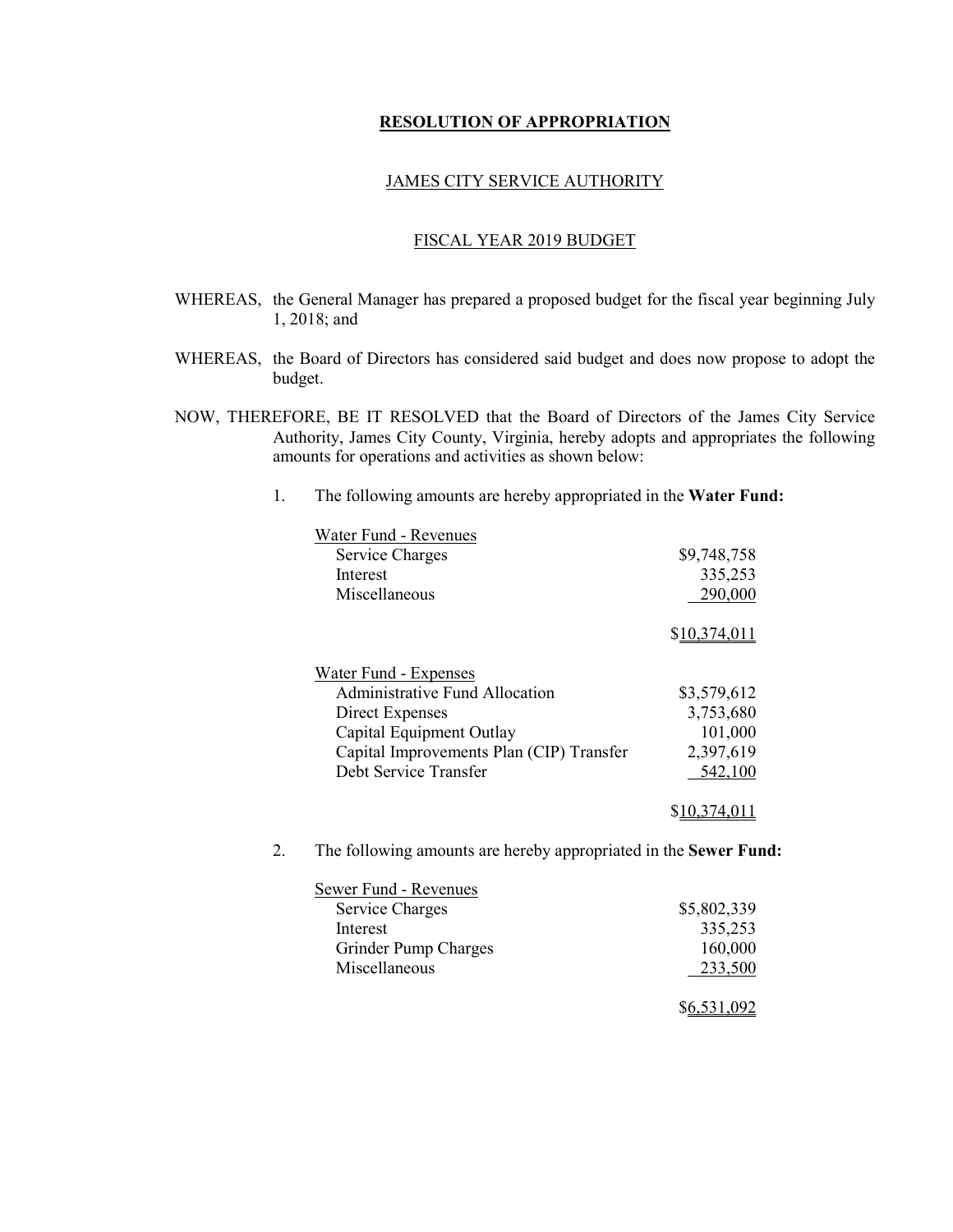**RESOLUTION OF APPROPRIATION**

JAMES CITY SERVICE AUTHORITY

FISCAL YEAR 2019 BUDGET

WHEREAS, the General Manager has prepared a proposed budget for the fiscal year beginning July 1, 2018; and

WHEREAS, the Board of Directors has considered said budget and does now propose to adopt the budget.

NOW, THEREFORE, BE IT RESOLVED that the Board of Directors of the James City Service Authority, James City County, Virginia, hereby adopts and appropriates the following amounts for operations and activities as shown below:

1. The following amounts are hereby appropriated in the **Water Fund:**

| Water Fund - Revenues | |
|---|---|
| Service Charges | $9,748,758 |
| Interest | 335,253 |
| Miscellaneous | 290,000 |
| | $10,374,011 |

| Water Fund - Expenses | |
|---|---|
| Administrative Fund Allocation | $3,579,612 |
| Direct Expenses | 3,753,680 |
| Capital Equipment Outlay | 101,000 |
| Capital Improvements Plan (CIP) Transfer | 2,397,619 |
| Debt Service Transfer | 542,100 |
| | $10,374,011 |

2. The following amounts are hereby appropriated in the **Sewer Fund:**

| Sewer Fund - Revenues | |
|---|---|
| Service Charges | $5,802,339 |
| Interest | 335,253 |
| Grinder Pump Charges | 160,000 |
| Miscellaneous | 233,500 |
| | $6,531,092 |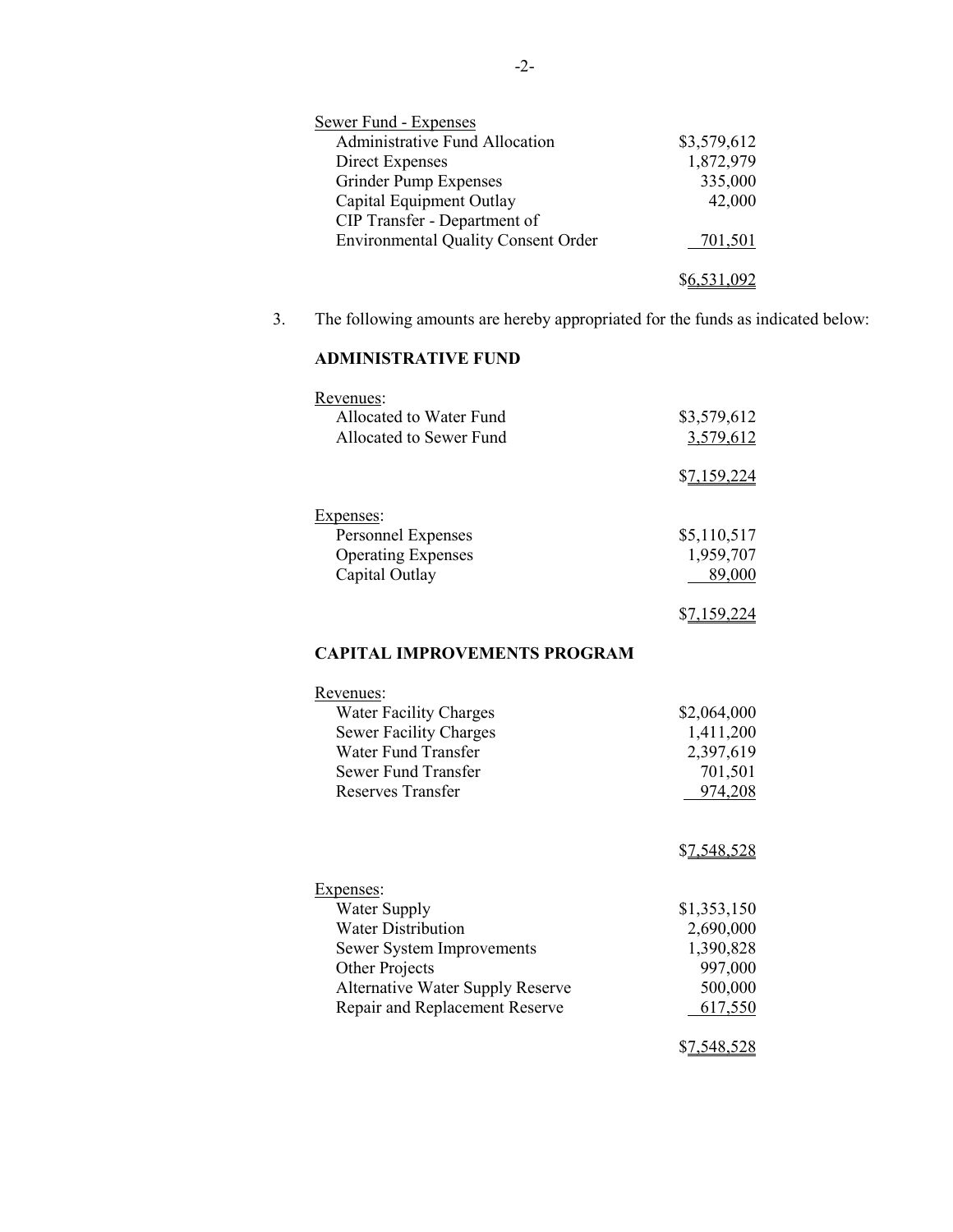| Sewer Fund - Expenses | |
|---|---|
| Administrative Fund Allocation | $3,579,612 |
| Direct Expenses | 1,872,979 |
| Grinder Pump Expenses | 335,000 |
| Capital Equipment Outlay | 42,000 |
| CIP Transfer - Department of Environmental Quality Consent Order | 701,501 |
| | $6,531,092 |

3. The following amounts are hereby appropriated for the funds as indicated below:

**ADMINISTRATIVE FUND**

| Revenues: | |
|---|---|
| Allocated to Water Fund | $3,579,612 |
| Allocated to Sewer Fund | 3,579,612 |
| | $7,159,224 |

| Expenses: | |
|---|---|
| Personnel Expenses | $5,110,517 |
| Operating Expenses | 1,959,707 |
| Capital Outlay | 89,000 |
| | $7,159,224 |

**CAPITAL IMPROVEMENTS PROGRAM**

| Revenues: | |
|---|---|
| Water Facility Charges | $2,064,000 |
| Sewer Facility Charges | 1,411,200 |
| Water Fund Transfer | 2,397,619 |
| Sewer Fund Transfer | 701,501 |
| Reserves Transfer | 974,208 |
| | $7,548,528 |

| Expenses: | |
|---|---|
| Water Supply | $1,353,150 |
| Water Distribution | 2,690,000 |
| Sewer System Improvements | 1,390,828 |
| Other Projects | 997,000 |
| Alternative Water Supply Reserve | 500,000 |
| Repair and Replacement Reserve | 617,550 |
| | $7,548,528 |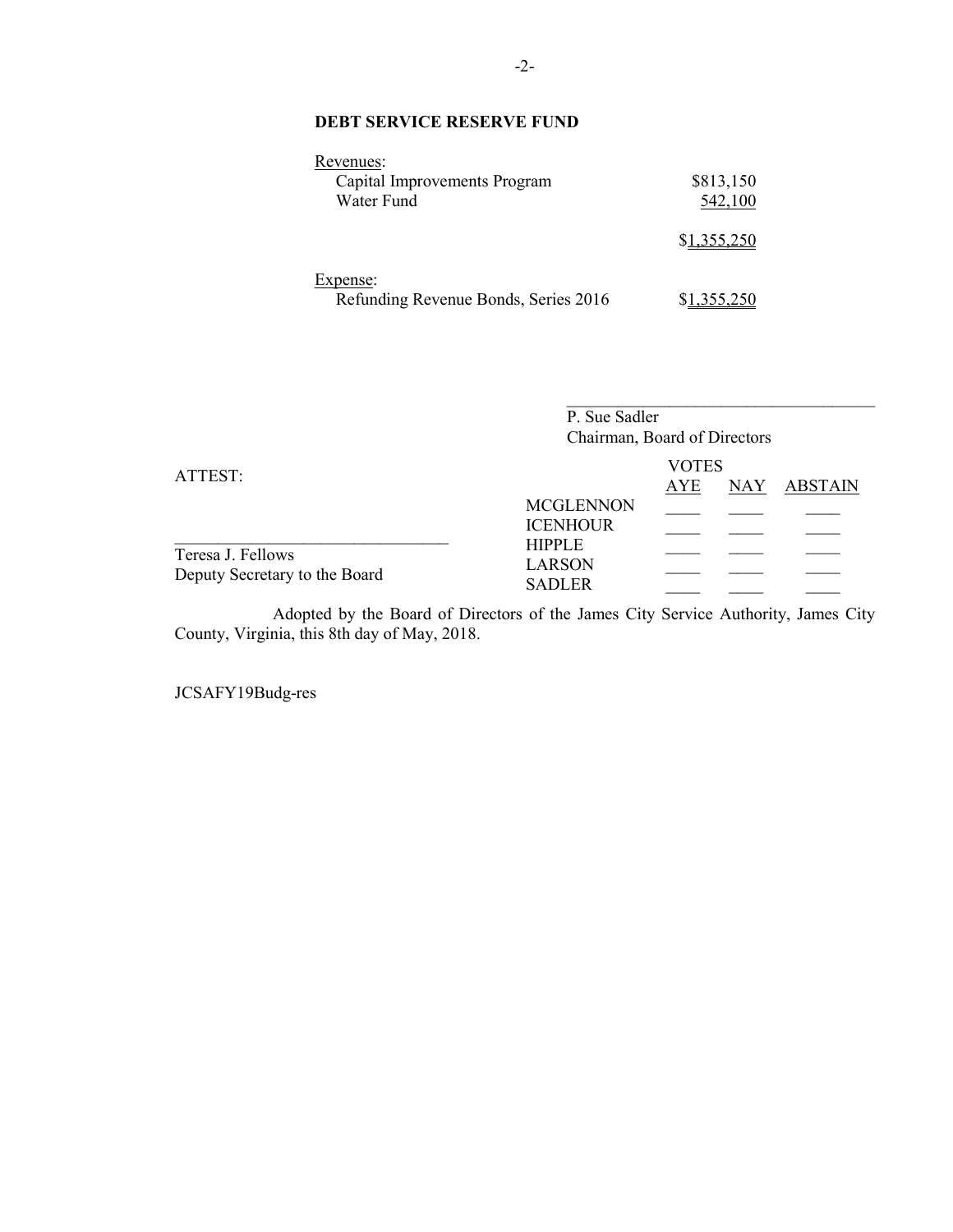**DEBT SERVICE RESERVE FUND**

| Revenues: | |
|---|---|
| Capital Improvements Program | $813,150 |
| Water Fund | 542,100 |
| | $1,355,250 |

| Expense: | |
|---|---|
| Refunding Revenue Bonds, Series 2016 | $1,355,250 |

____________________________________
P. Sue Sadler
Chairman, Board of Directors

ATTEST:

________________________________
Teresa J. Fellows
Deputy Secretary to the Board

| | VOTES | | |
|---|---|---|---|
| | AYE | NAY | ABSTAIN |
| MCGLENNON | ____ | ____ | ____ |
| ICENHOUR | ____ | ____ | ____ |
| HIPPLE | ____ | ____ | ____ |
| LARSON | ____ | ____ | ____ |
| SADLER | ____ | ____ | ____ |

Adopted by the Board of Directors of the James City Service Authority, James City County, Virginia, this 8th day of May, 2018.

JCSAFY19Budg-res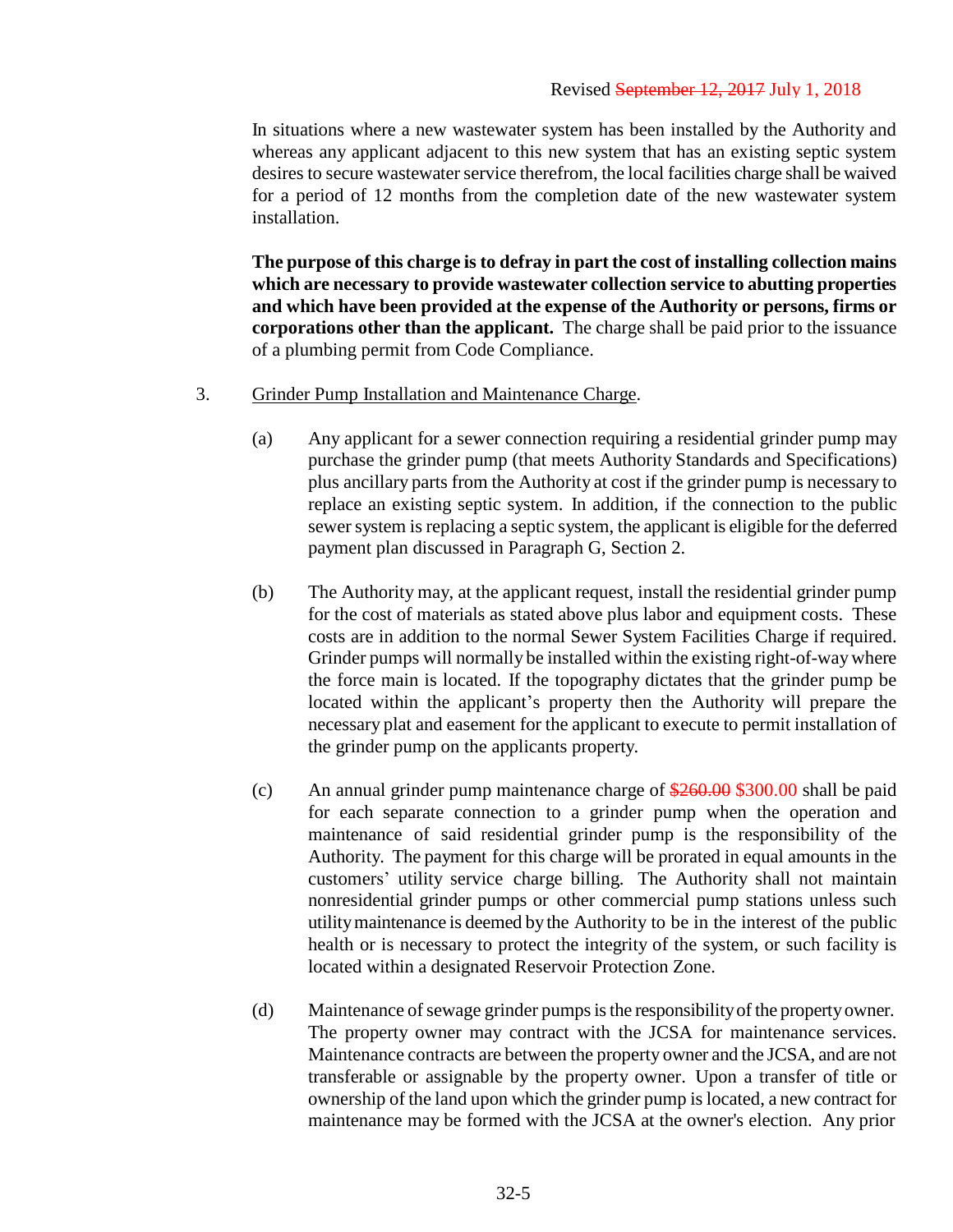Revised ~~September 12, 2017~~ July 1, 2018

In situations where a new wastewater system has been installed by the Authority and whereas any applicant adjacent to this new system that has an existing septic system desires to secure wastewater service therefrom, the local facilities charge shall be waived for a period of 12 months from the completion date of the new wastewater system installation.

**The purpose of this charge is to defray in part the cost of installing collection mains which are necessary to provide wastewater collection service to abutting properties and which have been provided at the expense of the Authority or persons, firms or corporations other than the applicant.** The charge shall be paid prior to the issuance of a plumbing permit from Code Compliance.

3. Grinder Pump Installation and Maintenance Charge.

   (a) Any applicant for a sewer connection requiring a residential grinder pump may purchase the grinder pump (that meets Authority Standards and Specifications) plus ancillary parts from the Authority at cost if the grinder pump is necessary to replace an existing septic system. In addition, if the connection to the public sewer system is replacing a septic system, the applicant is eligible for the deferred payment plan discussed in Paragraph G, Section 2.

   (b) The Authority may, at the applicant request, install the residential grinder pump for the cost of materials as stated above plus labor and equipment costs. These costs are in addition to the normal Sewer System Facilities Charge if required. Grinder pumps will normally be installed within the existing right-of-way where the force main is located. If the topography dictates that the grinder pump be located within the applicant's property then the Authority will prepare the necessary plat and easement for the applicant to execute to permit installation of the grinder pump on the applicants property.

   (c) An annual grinder pump maintenance charge of ~~$260.00~~ $300.00 shall be paid for each separate connection to a grinder pump when the operation and maintenance of said residential grinder pump is the responsibility of the Authority. The payment for this charge will be prorated in equal amounts in the customers' utility service charge billing. The Authority shall not maintain nonresidential grinder pumps or other commercial pump stations unless such utility maintenance is deemed by the Authority to be in the interest of the public health or is necessary to protect the integrity of the system, or such facility is located within a designated Reservoir Protection Zone.

   (d) Maintenance of sewage grinder pumps is the responsibility of the property owner. The property owner may contract with the JCSA for maintenance services. Maintenance contracts are between the property owner and the JCSA, and are not transferable or assignable by the property owner. Upon a transfer of title or ownership of the land upon which the grinder pump is located, a new contract for maintenance may be formed with the JCSA at the owner's election. Any prior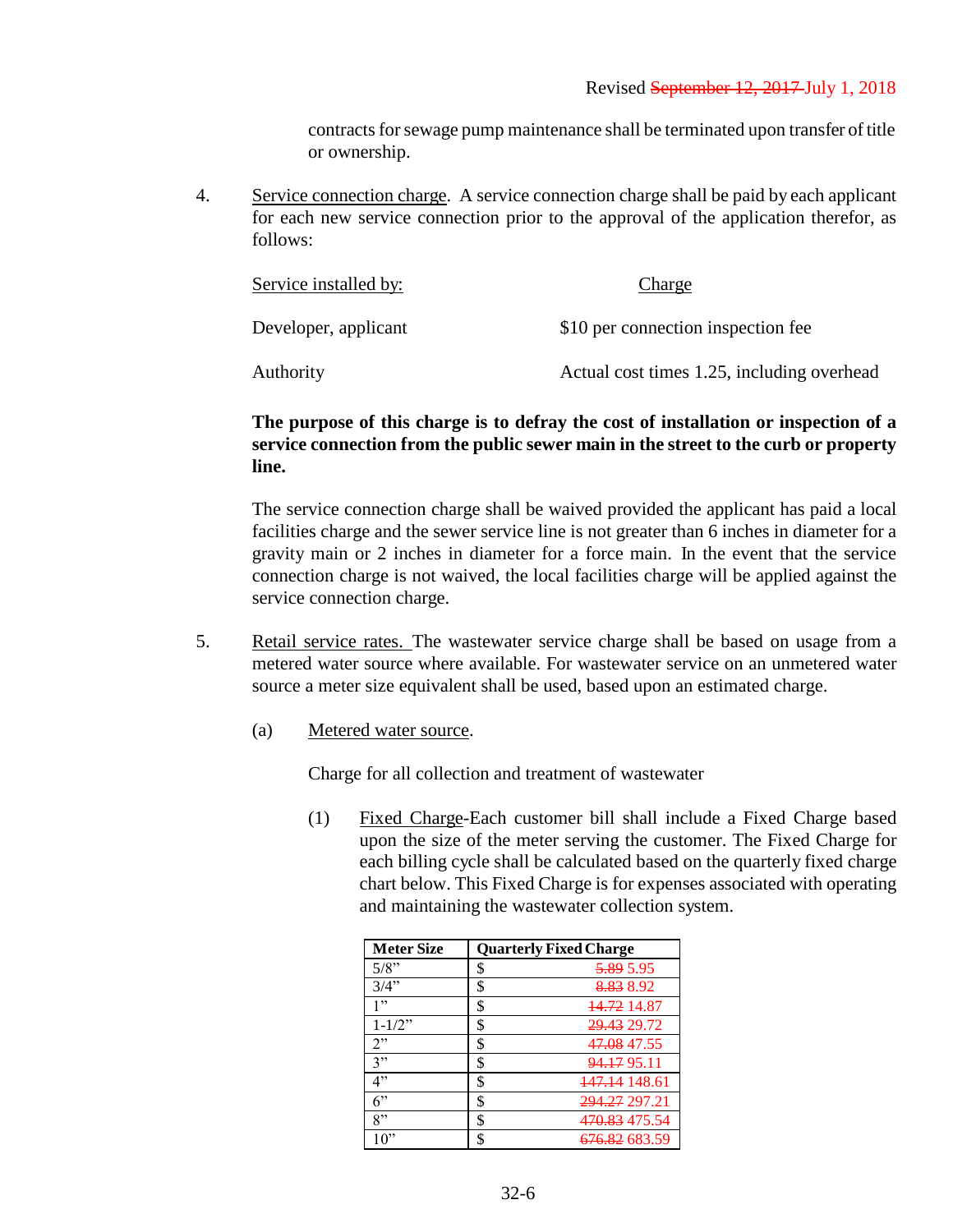Revised ~~September 12, 2017~~ July 1, 2018

contracts for sewage pump maintenance shall be terminated upon transfer of title or ownership.

4. Service connection charge. A service connection charge shall be paid by each applicant for each new service connection prior to the approval of the application therefor, as follows:

| Service installed by: | Charge |
|---|---|
| Developer, applicant | $10 per connection inspection fee |
| Authority | Actual cost times 1.25, including overhead |

**The purpose of this charge is to defray the cost of installation or inspection of a service connection from the public sewer main in the street to the curb or property line.**

The service connection charge shall be waived provided the applicant has paid a local facilities charge and the sewer service line is not greater than 6 inches in diameter for a gravity main or 2 inches in diameter for a force main. In the event that the service connection charge is not waived, the local facilities charge will be applied against the service connection charge.

5. Retail service rates. The wastewater service charge shall be based on usage from a metered water source where available. For wastewater service on an unmetered water source a meter size equivalent shall be used, based upon an estimated charge.

   (a) Metered water source.

   Charge for all collection and treatment of wastewater

   (1) Fixed Charge-Each customer bill shall include a Fixed Charge based upon the size of the meter serving the customer. The Fixed Charge for each billing cycle shall be calculated based on the quarterly fixed charge chart below. This Fixed Charge is for expenses associated with operating and maintaining the wastewater collection system.

| Meter Size | Quarterly Fixed Charge | |
|---|---|---|
| 5/8" | $ | ~~5.89~~ 5.95 |
| 3/4" | $ | ~~8.83~~ 8.92 |
| 1" | $ | ~~14.72~~ 14.87 |
| 1-1/2" | $ | ~~29.43~~ 29.72 |
| 2" | $ | ~~47.08~~ 47.55 |
| 3" | $ | ~~94.17~~ 95.11 |
| 4" | $ | ~~147.14~~ 148.61 |
| 6" | $ | ~~294.27~~ 297.21 |
| 8" | $ | ~~470.83~~ 475.54 |
| 10" | $ | ~~676.82~~ 683.59 |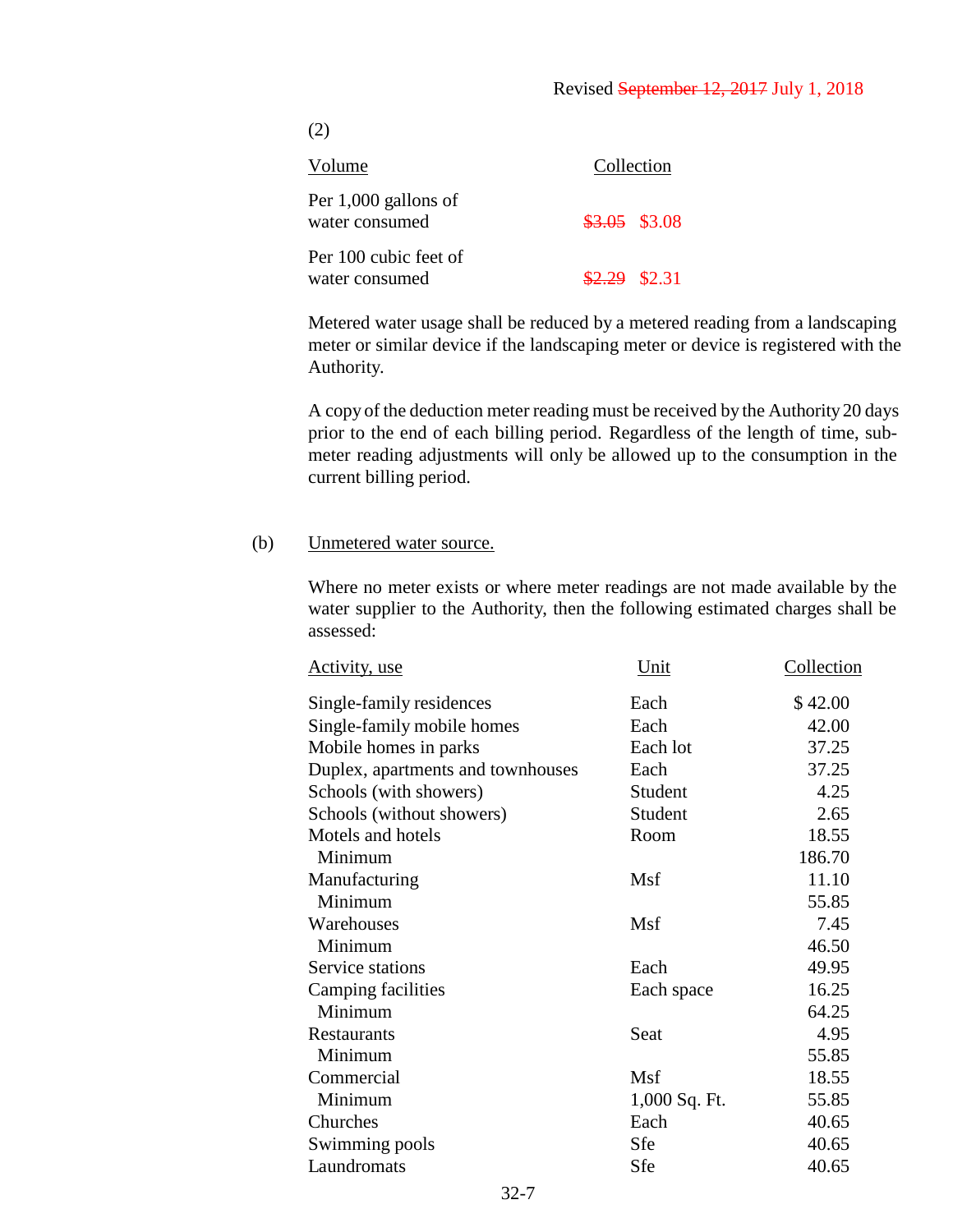Revised ~~September 12, 2017~~ July 1, 2018

(2)

| Volume | Collection |
|---|---|
| Per 1,000 gallons of water consumed | ~~$3.05~~ $3.08 |
| Per 100 cubic feet of water consumed | ~~$2.29~~ $2.31 |

Metered water usage shall be reduced by a metered reading from a landscaping meter or similar device if the landscaping meter or device is registered with the Authority.

A copy of the deduction meter reading must be received by the Authority 20 days prior to the end of each billing period. Regardless of the length of time, sub-meter reading adjustments will only be allowed up to the consumption in the current billing period.

(b) Unmetered water source.

Where no meter exists or where meter readings are not made available by the water supplier to the Authority, then the following estimated charges shall be assessed:

| Activity, use | Unit | Collection |
|---|---|---|
| Single-family residences | Each | $ 42.00 |
| Single-family mobile homes | Each | 42.00 |
| Mobile homes in parks | Each lot | 37.25 |
| Duplex, apartments and townhouses | Each | 37.25 |
| Schools (with showers) | Student | 4.25 |
| Schools (without showers) | Student | 2.65 |
| Motels and hotels | Room | 18.55 |
| Minimum | | 186.70 |
| Manufacturing | Msf | 11.10 |
| Minimum | | 55.85 |
| Warehouses | Msf | 7.45 |
| Minimum | | 46.50 |
| Service stations | Each | 49.95 |
| Camping facilities | Each space | 16.25 |
| Minimum | | 64.25 |
| Restaurants | Seat | 4.95 |
| Minimum | | 55.85 |
| Commercial | Msf | 18.55 |
| Minimum | 1,000 Sq. Ft. | 55.85 |
| Churches | Each | 40.65 |
| Swimming pools | Sfe | 40.65 |
| Laundromats | Sfe | 40.65 |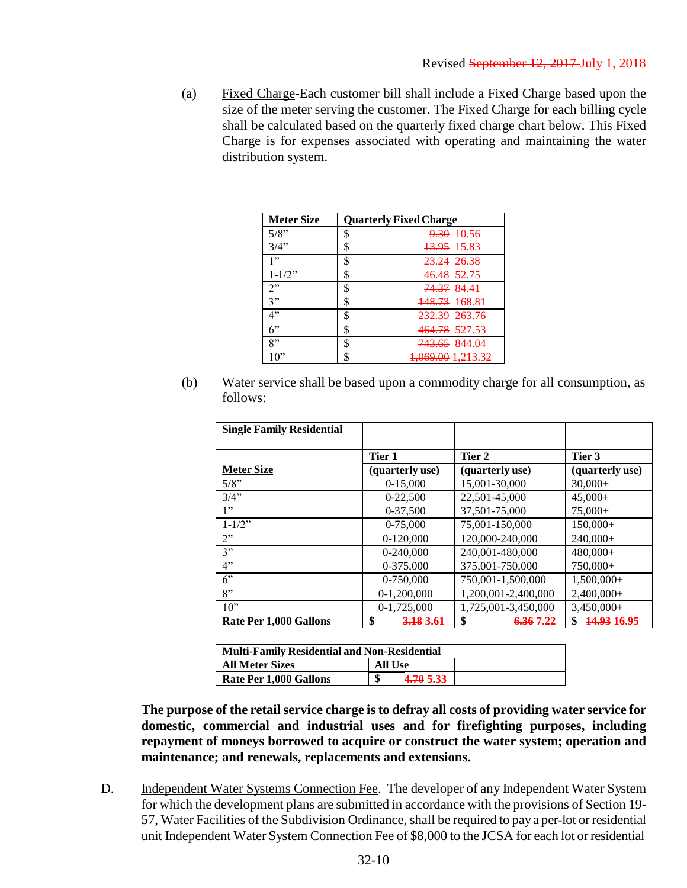Revised ~~September 12, 2017~~ July 1, 2018

(a) Fixed Charge-Each customer bill shall include a Fixed Charge based upon the size of the meter serving the customer. The Fixed Charge for each billing cycle shall be calculated based on the quarterly fixed charge chart below. This Fixed Charge is for expenses associated with operating and maintaining the water distribution system.

| Meter Size | Quarterly Fixed Charge | |
|---|---|---|
| 5/8" | $ | ~~9.30~~ 10.56 |
| 3/4" | $ | ~~13.95~~ 15.83 |
| 1" | $ | ~~23.24~~ 26.38 |
| 1-1/2" | $ | ~~46.48~~ 52.75 |
| 2" | $ | ~~74.37~~ 84.41 |
| 3" | $ | ~~148.73~~ 168.81 |
| 4" | $ | ~~232.39~~ 263.76 |
| 6" | $ | ~~464.78~~ 527.53 |
| 8" | $ | ~~743.65~~ 844.04 |
| 10" | $ | ~~1,069.00~~ 1,213.32 |

(b) Water service shall be based upon a commodity charge for all consumption, as follows:

| Single Family Residential | | | |
|---|---|---|---|
| | | | |
| | Tier 1 | Tier 2 | Tier 3 |
| Meter Size | (quarterly use) | (quarterly use) | (quarterly use) |
| 5/8" | 0-15,000 | 15,001-30,000 | 30,000+ |
| 3/4" | 0-22,500 | 22,501-45,000 | 45,000+ |
| 1" | 0-37,500 | 37,501-75,000 | 75,000+ |
| 1-1/2" | 0-75,000 | 75,001-150,000 | 150,000+ |
| 2" | 0-120,000 | 120,000-240,000 | 240,000+ |
| 3" | 0-240,000 | 240,001-480,000 | 480,000+ |
| 4" | 0-375,000 | 375,001-750,000 | 750,000+ |
| 6" | 0-750,000 | 750,001-1,500,000 | 1,500,000+ |
| 8" | 0-1,200,000 | 1,200,001-2,400,000 | 2,400,000+ |
| 10" | 0-1,725,000 | 1,725,001-3,450,000 | 3,450,000+ |
| **Rate Per 1,000 Gallons** | **$ ~~3.18~~ 3.61** | **$ ~~6.36~~ 7.22** | **$ ~~14.93~~ 16.95** |

| Multi-Family Residential and Non-Residential | | |
|---|---|---|
| **All Meter Sizes** | **All Use** | |
| **Rate Per 1,000 Gallons** | **$ ~~4.70~~ 5.33** | |

**The purpose of the retail service charge is to defray all costs of providing water service for domestic, commercial and industrial uses and for firefighting purposes, including repayment of moneys borrowed to acquire or construct the water system; operation and maintenance; and renewals, replacements and extensions.**

D. Independent Water Systems Connection Fee. The developer of any Independent Water System for which the development plans are submitted in accordance with the provisions of Section 19-57, Water Facilities of the Subdivision Ordinance, shall be required to pay a per-lot or residential unit Independent Water System Connection Fee of $8,000 to the JCSA for each lot or residential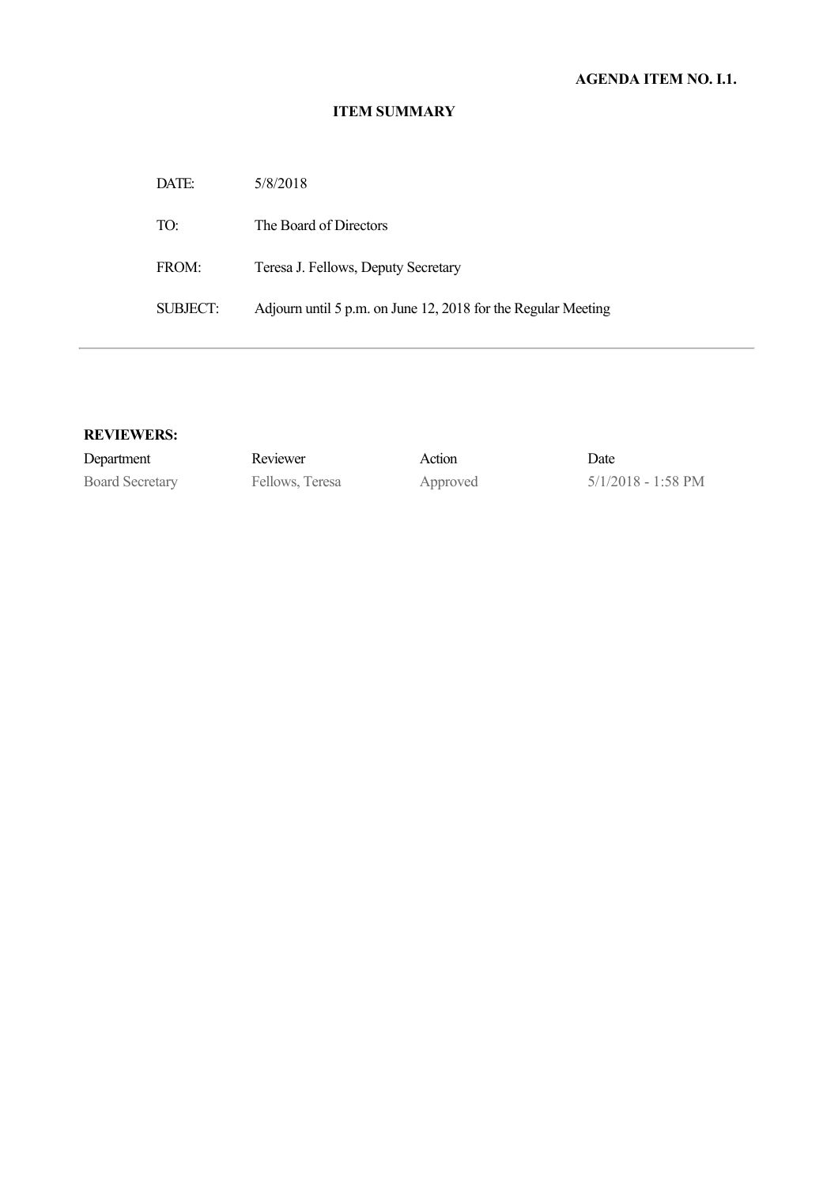**AGENDA ITEM NO. I.1.**

# ITEM SUMMARY

| | |
|---|---|
| DATE: | 5/8/2018 |
| TO: | The Board of Directors |
| FROM: | Teresa J. Fellows, Deputy Secretary |
| SUBJECT: | Adjourn until 5 p.m. on June 12, 2018 for the Regular Meeting |

---

**REVIEWERS:**

| Department | Reviewer | Action | Date |
|---|---|---|---|
| Board Secretary | Fellows, Teresa | Approved | 5/1/2018 - 1:58 PM |